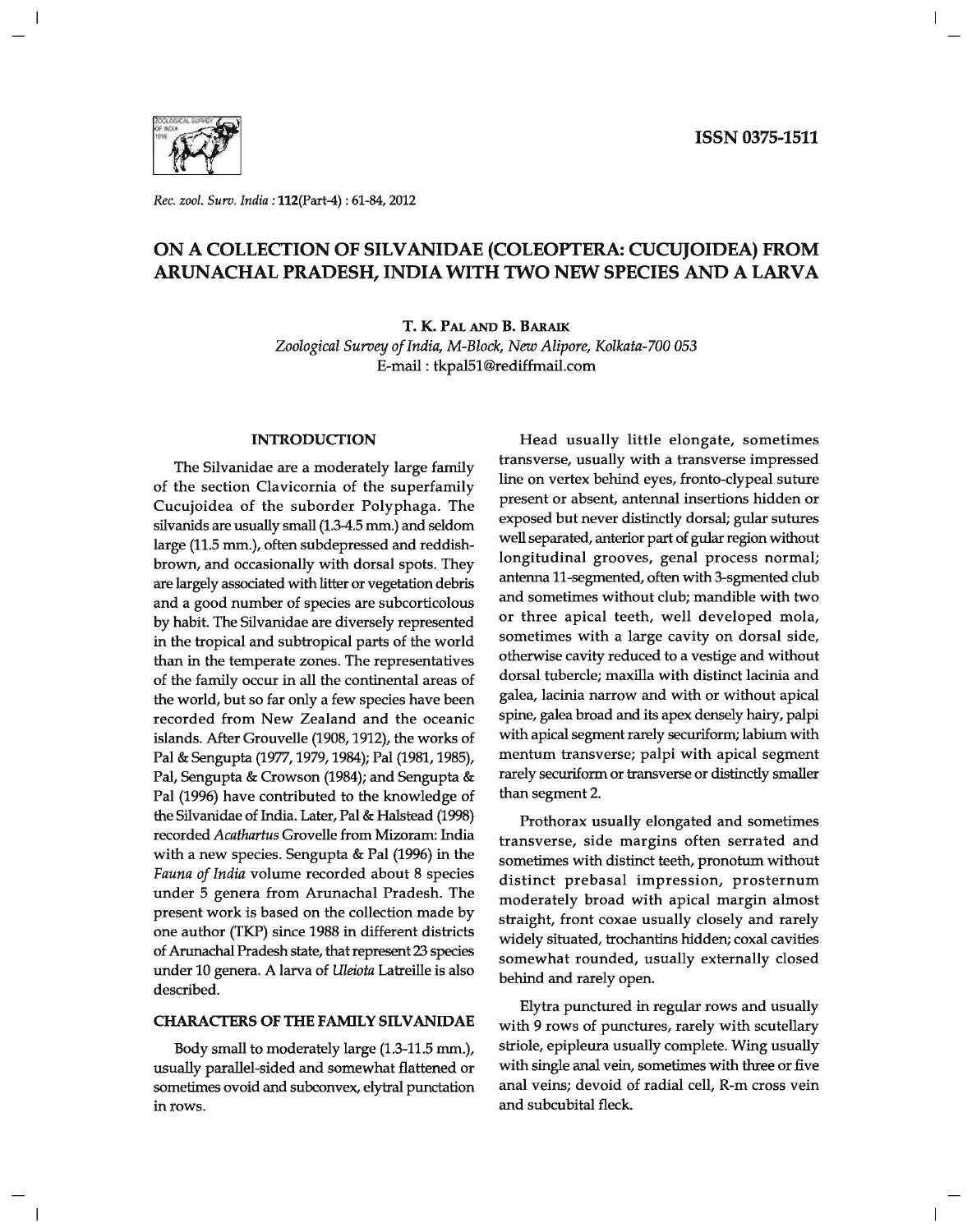ISSN 0375-1511

# ON A COLLECTION OF SILVANIDAE (COLEOPTERA: CUCUJOIDEA) FROM ARUNACHAL PRADESH, INDIA WITH TWO NEW SPECIES AND A LARVA

**T. K. PAL AND B. BARAIK**

*Zoological Survey of India, M-Block, New Alipore, Kolkata-700 053*
E-mail : tkpal51@rediffmail.com

## INTRODUCTION

The Silvanidae are a moderately large family of the section Clavicornia of the superfamily Cucujoidea of the suborder Polyphaga. The silvanids are usually small (1.3-4.5 mm.) and seldom large (11.5 mm.), often subdepressed and reddish-brown, and occasionally with dorsal spots. They are largely associated with litter or vegetation debris and a good number of species are subcorticolous by habit. The Silvanidae are diversely represented in the tropical and subtropical parts of the world than in the temperate zones. The representatives of the family occur in all the continental areas of the world, but so far only a few species have been recorded from New Zealand and the oceanic islands. After Grouvelle (1908, 1912), the works of Pal & Sengupta (1977, 1979, 1984); Pal (1981, 1985), Pal, Sengupta & Crowson (1984); and Sengupta & Pal (1996) have contributed to the knowledge of the Silvanidae of India. Later, Pal & Halstead (1998) recorded *Acathartus* Grovelle from Mizoram: India with a new species. Sengupta & Pal (1996) in the *Fauna of India* volume recorded about 8 species under 5 genera from Arunachal Pradesh. The present work is based on the collection made by one author (TKP) since 1988 in different districts of Arunachal Pradesh state, that represent 23 species under 10 genera. A larva of *Uleiota* Latreille is also described.

## CHARACTERS OF THE FAMILY SILVANIDAE

Body small to moderately large (1.3-11.5 mm.), usually parallel-sided and somewhat flattened or sometimes ovoid and subconvex, elytral punctation in rows.

Head usually little elongate, sometimes transverse, usually with a transverse impressed line on vertex behind eyes, fronto-clypeal suture present or absent, antennal insertions hidden or exposed but never distinctly dorsal; gular sutures well separated, anterior part of gular region without longitudinal grooves, genal process normal; antenna 11-segmented, often with 3-sgmented club and sometimes without club; mandible with two or three apical teeth, well developed mola, sometimes with a large cavity on dorsal side, otherwise cavity reduced to a vestige and without dorsal tubercle; maxilla with distinct lacinia and galea, lacinia narrow and with or without apical spine, galea broad and its apex densely hairy, palpi with apical segment rarely securiform; labium with mentum transverse; palpi with apical segment rarely securiform or transverse or distinctly smaller than segment 2.

Prothorax usually elongated and sometimes transverse, side margins often serrated and sometimes with distinct teeth, pronotum without distinct prebasal impression, prosternum moderately broad with apical margin almost straight, front coxae usually closely and rarely widely situated, trochantins hidden; coxal cavities somewhat rounded, usually externally closed behind and rarely open.

Elytra punctured in regular rows and usually with 9 rows of punctures, rarely with scutellary striole, epipleura usually complete. Wing usually with single anal vein, sometimes with three or five anal veins; devoid of radial cell, R-m cross vein and subcubital fleck.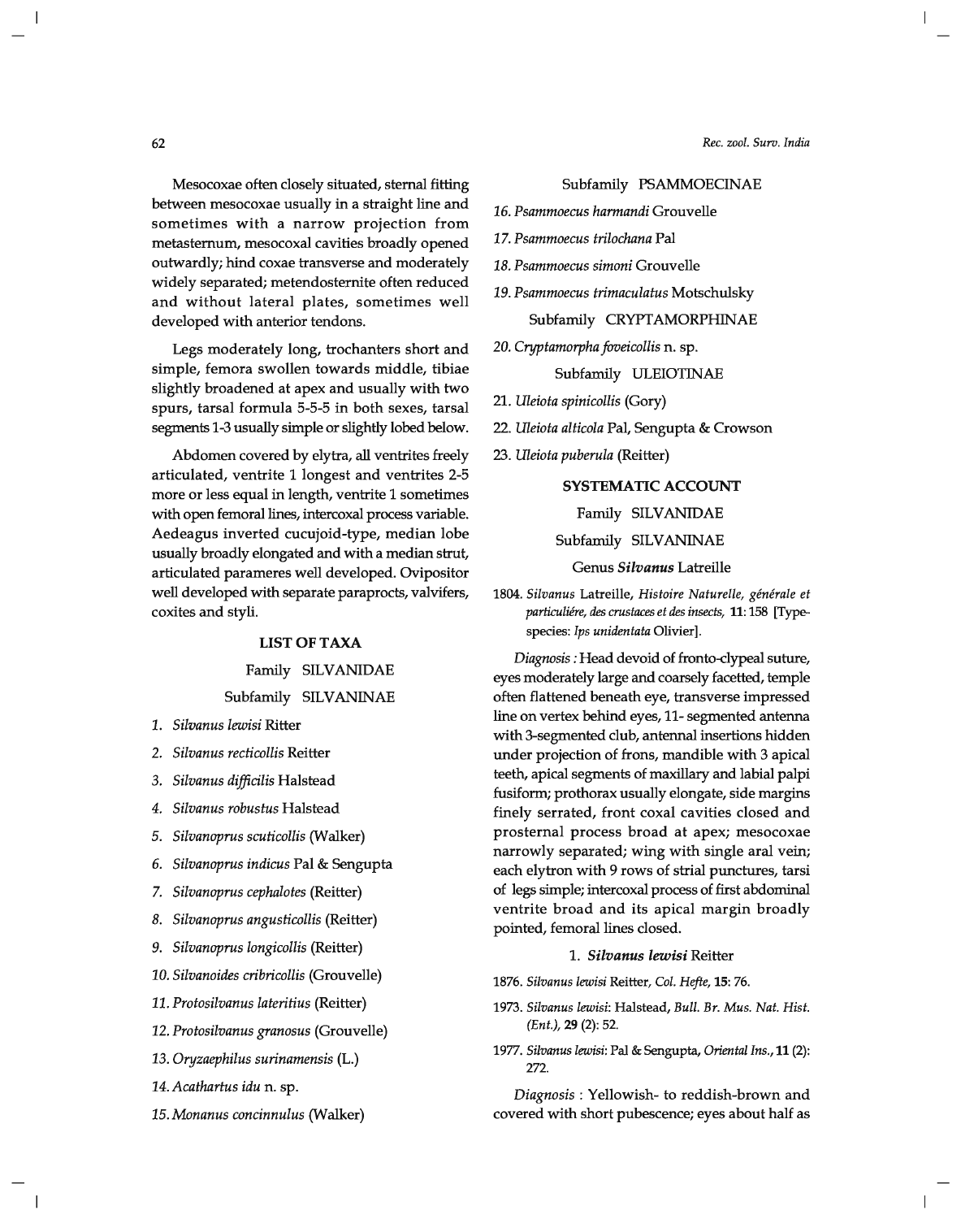Mesocoxae often closely situated, sternal fitting between mesocoxae usually in a straight line and sometimes with a narrow projection from metasternum, mesocoxal cavities broadly opened outwardly; hind coxae transverse and moderately widely separated; metendosternite often reduced and without lateral plates, sometimes well developed with anterior tendons.

Legs moderately long, trochanters short and simple, femora swollen towards middle, tibiae slightly broadened at apex and usually with two spurs, tarsal formula 5-5-5 in both sexes, tarsal segments 1-3 usually simple or slightly lobed below.

Abdomen covered by elytra, all ventrites freely articulated, ventrite 1 longest and ventrites 2-5 more or less equal in length, ventrite 1 sometimes with open femoral lines, intercoxal process variable. Aedeagus inverted cucujoid-type, median lobe usually broadly elongated and with a median strut, articulated parameres well developed. Ovipositor well developed with separate paraprocts, valvifers, coxites and styli.

## LIST OF TAXA

Family SILVANIDAE

Subfamily SILVANINAE

1. *Silvanus lewisi* Ritter
2. *Silvanus recticollis* Reitter
3. *Silvanus difficilis* Halstead
4. *Silvanus robustus* Halstead
5. *Silvanoprus scuticollis* (Walker)
6. *Silvanoprus indicus* Pal & Sengupta
7. *Silvanoprus cephalotes* (Reitter)
8. *Silvanoprus angusticollis* (Reitter)
9. *Silvanoprus longicollis* (Reitter)
10. *Silvanoides cribricollis* (Grouvelle)
11. *Protosilvanus lateritius* (Reitter)
12. *Protosilvanus granosus* (Grouvelle)
13. *Oryzaephilus surinamensis* (L.)
14. *Acathartus idu* n. sp.
15. *Monanus concinnulus* (Walker)

Subfamily PSAMMOECINAE

16. *Psammoecus harmandi* Grouvelle
17. *Psammoecus trilochana* Pal
18. *Psammoecus simoni* Grouvelle
19. *Psammoecus trimaculatus* Motschulsky

Subfamily CRYPTAMORPHINAE

20. *Cryptamorpha foveicollis* n. sp.

Subfamily ULEIOTINAE

21. *Uleiota spinicollis* (Gory)
22. *Uleiota alticola* Pal, Sengupta & Crowson
23. *Uleiota puberula* (Reitter)

## SYSTEMATIC ACCOUNT

Family SILVANIDAE

Subfamily SILVANINAE

### Genus *Silvanus* Latreille

1804. *Silvanus* Latreille, *Histoire Naturelle, générale et particuliére, des crustaces et des insects,* **11**: 158 [Type-species: *Ips unidentata* Olivier].

*Diagnosis* : Head devoid of fronto-clypeal suture, eyes moderately large and coarsely facetted, temple often flattened beneath eye, transverse impressed line on vertex behind eyes, 11-segmented antenna with 3-segmented club, antennal insertions hidden under projection of frons, mandible with 3 apical teeth, apical segments of maxillary and labial palpi fusiform; prothorax usually elongate, side margins finely serrated, front coxal cavities closed and prosternal process broad at apex; mesocoxae narrowly separated; wing with single aral vein; each elytron with 9 rows of strial punctures, tarsi of legs simple; intercoxal process of first abdominal ventrite broad and its apical margin broadly pointed, femoral lines closed.

#### 1. *Silvanus lewisi* Reitter

1876. *Silvanus lewisi* Reitter, *Col. Hefte,* **15**: 76.

1973. *Silvanus lewisi*: Halstead, *Bull. Br. Mus. Nat. Hist. (Ent.),* **29** (2): 52.

1977. *Silvanus lewisi*: Pal & Sengupta, *Oriental Ins.,* **11** (2): 272.

*Diagnosis* : Yellowish- to reddish-brown and covered with short pubescence; eyes about half as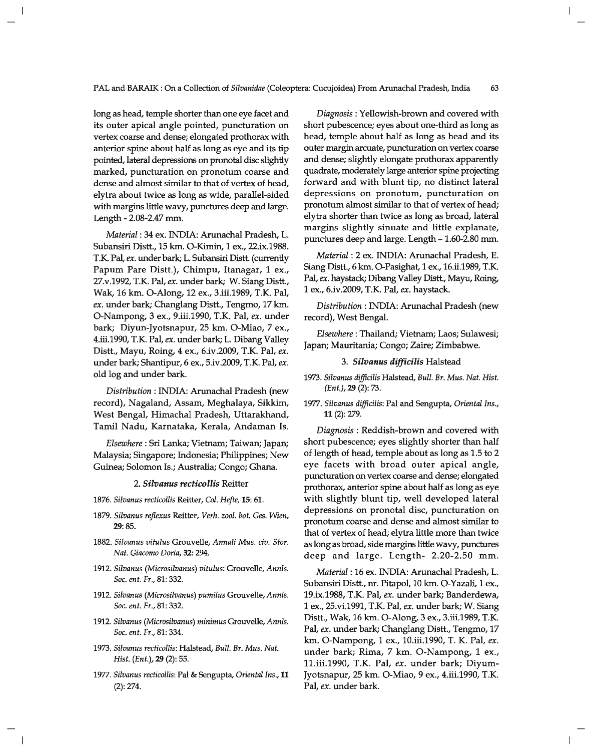long as head, temple shorter than one eye facet and its outer apical angle pointed, puncturation on vertex coarse and dense; elongated prothorax with anterior spine about half as long as eye and its tip pointed, lateral depressions on pronotal disc slightly marked, puncturation on pronotum coarse and dense and almost similar to that of vertex of head, elytra about twice as long as wide, parallel-sided with margins little wavy, punctures deep and large. Length - 2.08-2.47 mm.

*Material* : 34 ex. INDIA: Arunachal Pradesh, L. Subansiri Distt., 15 km. O-Kimin, 1 ex., 22.ix.1988. T.K. Pal, *ex.* under bark; L. Subansiri Distt. (currently Papum Pare Distt.), Chimpu, Itanagar, 1 ex., 27.v.1992, T.K. Pal, *ex.* under bark; W. Siang Distt., Wak, 16 km. O-Along, 12 ex., 3.iii.1989, T.K. Pal, *ex.* under bark; Changlang Distt., Tengmo, 17 km. O-Nampong, 3 ex., 9.iii.1990, T.K. Pal, *ex.* under bark; Diyun-Jyotsnapur, 25 km. O-Miao, 7 ex., 4.iii.1990, T.K. Pal, *ex.* under bark; L. Dibang Valley Distt., Mayu, Roing, 4 ex., 6.iv.2009, T.K. Pal, *ex.* under bark; Shantipur, 6 ex., 5.iv.2009, T.K. Pal, *ex.* old log and under bark.

*Distribution* : INDIA: Arunachal Pradesh (new record), Nagaland, Assam, Meghalaya, Sikkim, West Bengal, Himachal Pradesh, Uttarakhand, Tamil Nadu, Karnataka, Kerala, Andaman Is.

*Elsewhere* : Sri Lanka; Vietnam; Taiwan; Japan; Malaysia; Singapore; Indonesia; Philippines; New Guinea; Solomon Is.; Australia; Congo; Ghana.

### 2. *Silvanus recticollis* Reitter

1876. *Silvanus recticollis* Reitter, *Col. Hefte*, **15**: 61.

1879. *Silvanus reflexus* Reitter, *Verh. zool. bot. Ges. Wien*, **29**: 85.

1882. *Silvanus vitulus* Grouvelle, *Annali Mus. civ. Stor. Nat. Giacomo Doria*, **32**: 294.

1912. *Silvanus* (*Microsilvanus*) *vitulus*: Grouvelle, *Annls. Soc. ent. Fr.*, 81: 332.

1912. *Silvanus* (*Microsilvanus*) *pumilus* Grouvelle, *Annls. Soc. ent. Fr.*, 81: 332.

1912. *Silvanus* (*Microsilvanus*) *minimus* Grouvelle, *Annls. Soc. ent. Fr.*, 81: 334.

1973. *Silvanus recticollis*: Halstead, *Bull. Br. Mus. Nat. Hist. (Ent.)*, **29** (2): 55.

1977. *Silvanus recticollis*: Pal & Sengupta, *Oriental Ins.*, **11** (2): 274.

*Diagnosis* : Yellowish-brown and covered with short pubescence; eyes about one-third as long as head, temple about half as long as head and its outer margin arcuate, puncturation on vertex coarse and dense; slightly elongate prothorax apparently quadrate, moderately large anterior spine projecting forward and with blunt tip, no distinct lateral depressions on pronotum, puncturation on pronotum almost similar to that of vertex of head; elytra shorter than twice as long as broad, lateral margins slightly sinuate and little explanate, punctures deep and large. Length – 1.60-2.80 mm.

*Material* : 2 ex. INDIA: Arunachal Pradesh, E. Siang Distt., 6 km. O-Pasighat, 1 ex., 16.ii.1989, T.K. Pal, *ex.* haystack; Dibang Valley Distt., Mayu, Roing, 1 ex., 6.iv.2009, T.K. Pal, *ex.* haystack.

*Distribution* : INDIA: Arunachal Pradesh (new record), West Bengal.

*Elsewhere* : Thailand; Vietnam; Laos; Sulawesi; Japan; Mauritania; Congo; Zaire; Zimbabwe.

### 3. *Silvanus difficilis* Halstead

1973. *Silvanus difficilis* Halstead, *Bull. Br. Mus. Nat. Hist. (Ent.)*, **29** (2): 73.

1977. *Silvanus difficilis*: Pal and Sengupta, *Oriental Ins.*, **11** (2): 279.

*Diagnosis* : Reddish-brown and covered with short pubescence; eyes slightly shorter than half of length of head, temple about as long as 1.5 to 2 eye facets with broad outer apical angle, puncturation on vertex coarse and dense; elongated prothorax, anterior spine about half as long as eye with slightly blunt tip, well developed lateral depressions on pronotal disc, puncturation on pronotum coarse and dense and almost similar to that of vertex of head; elytra little more than twice as long as broad, side margins little wavy, punctures deep and large. Length- 2.20-2.50 mm.

*Material* : 16 ex. INDIA: Arunachal Pradesh, L. Subansiri Distt., nr. Pitapol, 10 km. O-Yazali, 1 ex., 19.ix.1988, T.K. Pal, *ex.* under bark; Banderdewa, 1 ex., 25.vi.1991, T.K. Pal, *ex.* under bark; W. Siang Distt., Wak, 16 km. O-Along, 3 ex., 3.iii.1989, T.K. Pal, *ex.* under bark; Changlang Distt., Tengmo, 17 km. O-Nampong, 1 ex., 10.iii.1990, T. K. Pal, *ex.* under bark; Rima, 7 km. O-Nampong, 1 ex., 11.iii.1990, T.K. Pal, *ex.* under bark; Diyum-Jyotsnapur, 25 km. O-Miao, 9 ex., 4.iii.1990, T.K. Pal, *ex.* under bark.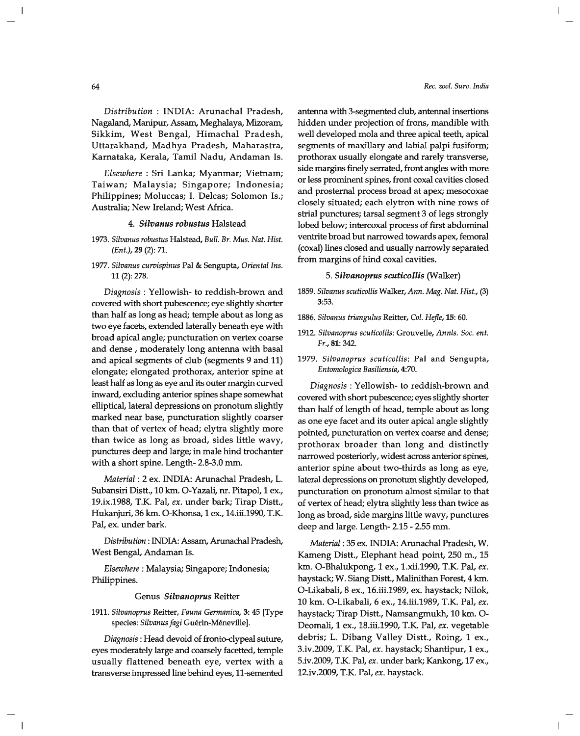*Distribution* : INDIA: Arunachal Pradesh, Nagaland, Manipur, Assam, Meghalaya, Mizoram, Sikkim, West Bengal, Himachal Pradesh, Uttarakhand, Madhya Pradesh, Maharastra, Karnataka, Kerala, Tamil Nadu, Andaman Is.

*Elsewhere* : Sri Lanka; Myanmar; Vietnam; Taiwan; Malaysia; Singapore; Indonesia; Philippines; Moluccas; I. Delcas; Solomon Is.; Australia; New Ireland; West Africa.

### 4. *Silvanus robustus* Halstead

1973. *Silvanus robustus* Halstead, *Bull. Br. Mus. Nat. Hist. (Ent.)*, **29** (2): 71.

1977. *Silvanus curvispinus* Pal & Sengupta, *Oriental Ins.* **11** (2): 278.

*Diagnosis* : Yellowish- to reddish-brown and covered with short pubescence; eye slightly shorter than half as long as head; temple about as long as two eye facets, extended laterally beneath eye with broad apical angle; puncturation on vertex coarse and dense , moderately long antenna with basal and apical segments of club (segments 9 and 11) elongate; elongated prothorax, anterior spine at least half as long as eye and its outer margin curved inward, excluding anterior spines shape somewhat elliptical, lateral depressions on pronotum slightly marked near base, puncturation slightly coarser than that of vertex of head; elytra slightly more than twice as long as broad, sides little wavy, punctures deep and large; in male hind trochanter with a short spine. Length- 2.8-3.0 mm.

*Material* : 2 ex. INDIA: Arunachal Pradesh, L. Subansiri Distt., 10 km. O-Yazali, nr. Pitapol, 1 ex., 19.ix.1988, T.K. Pal, *ex.* under bark; Tirap Distt., Hukanjuri, 36 km. O-Khonsa, 1 ex., 14.iii.1990, T.K. Pal, ex. under bark.

*Distribution* : INDIA: Assam, Arunachal Pradesh, West Bengal, Andaman Is.

*Elsewhere* : Malaysia; Singapore; Indonesia; Philippines.

### Genus *Silvanoprus* Reitter

1911. *Silvanoprus* Reitter, *Fauna Germanica*, **3**: 45 [Type species: *Silvanus fagi* Guérin-Méneville].

*Diagnosis* : Head devoid of fronto-clypeal suture, eyes moderately large and coarsely facetted, temple usually flattened beneath eye, vertex with a transverse impressed line behind eyes, 11-semented antenna with 3-segmented club, antennal insertions hidden under projection of frons, mandible with well developed mola and three apical teeth, apical segments of maxillary and labial palpi fusiform; prothorax usually elongate and rarely transverse, side margins finely serrated, front angles with more or less prominent spines, front coxal cavities closed and prosternal process broad at apex; mesocoxae closely situated; each elytron with nine rows of strial punctures; tarsal segment 3 of legs strongly lobed below; intercoxal process of first abdominal ventrite broad but narrowed towards apex, femoral (coxal) lines closed and usually narrowly separated from margins of hind coxal cavities.

### 5. *Silvanoprus scuticollis* (Walker)

1859. *Silvanus scuticollis* Walker, *Ann. Mag. Nat. Hist.*, (3) **3**:53.

1886. *Silvanus triangulus* Reitter, *Col. Hefle*, **15**: 60.

1912. *Silvanoprus scuticollis*: Grouvelle, *Annls. Soc. ent. Fr.*, **81**: 342.

1979. *Silvanoprus scuticollis*: Pal and Sengupta, *Entomologica Basiliensia*, **4**:70.

*Diagnosis* : Yellowish- to reddish-brown and covered with short pubescence; eyes slightly shorter than half of length of head, temple about as long as one eye facet and its outer apical angle slightly pointed, puncturation on vertex coarse and dense; prothorax broader than long and distinctly narrowed posteriorly, widest across anterior spines, anterior spine about two-thirds as long as eye, lateral depressions on pronotum slightly developed, puncturation on pronotum almost similar to that of vertex of head; elytra slightly less than twice as long as broad, side margins little wavy, punctures deep and large. Length- 2.15 - 2.55 mm.

*Material* : 35 ex. INDIA: Arunachal Pradesh, W. Kameng Distt., Elephant head point, 250 m., 15 km. O-Bhalukpong, 1 ex., 1.xii.1990, T.K. Pal, *ex.* haystack; W. Siang Distt., Malinithan Forest, 4 km. O-Likabali, 8 ex., 16.iii.1989, ex. haystack; Nilok, 10 km. O-Likabali, 6 ex., 14.iii.1989, T.K. Pal, *ex.* haystack; Tirap Distt., Namsangmukh, 10 km. O-Deomali, 1 ex., 18.iii.1990, T.K. Pal, *ex.* vegetable debris; L. Dibang Valley Distt., Roing, 1 ex., 3.iv.2009, T.K. Pal, *ex.* haystack; Shantipur, 1 ex., 5.iv.2009, T.K. Pal, *ex.* under bark; Kankong, 17 ex., 12.iv.2009, T.K. Pal, *ex.* haystack.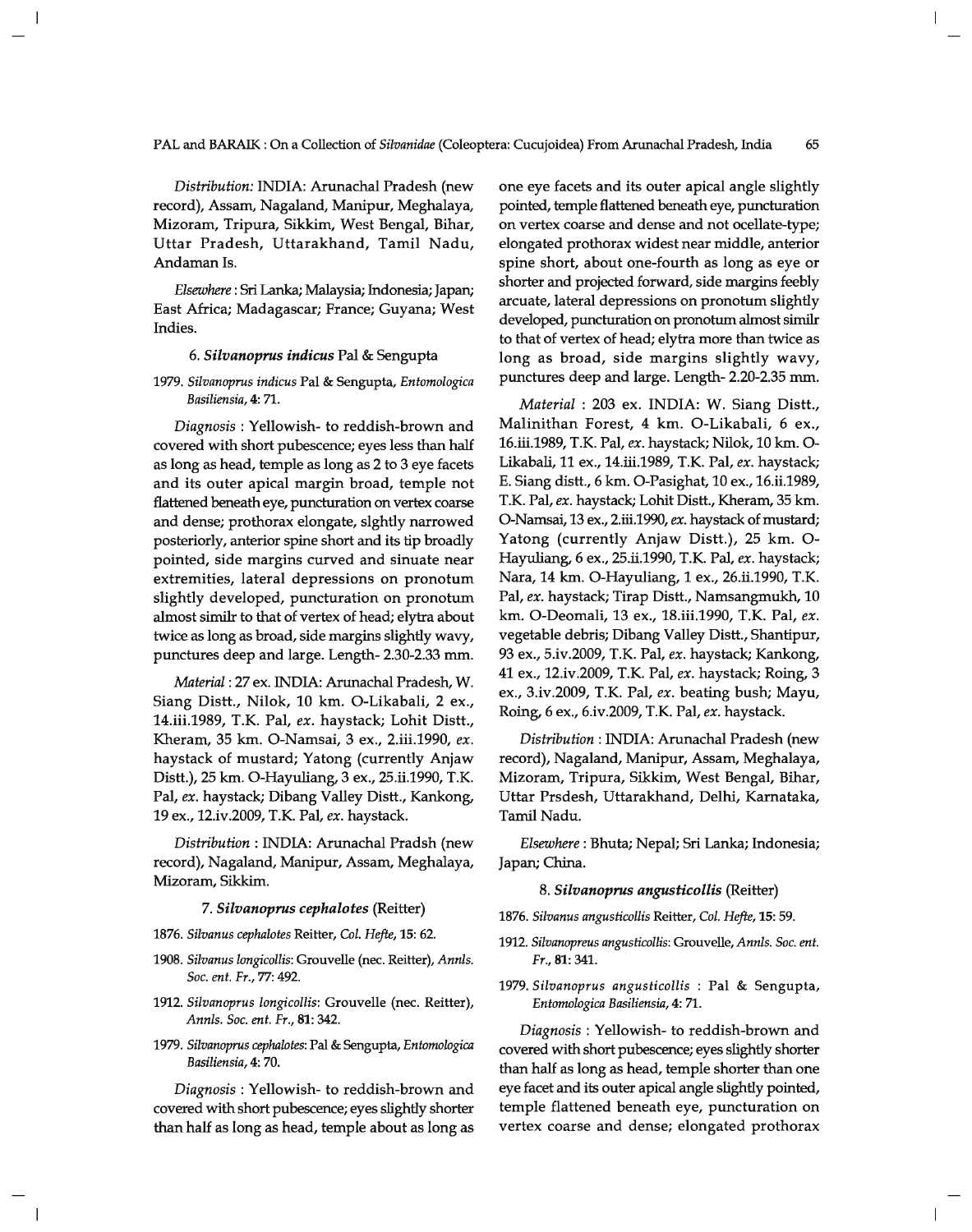*Distribution:* INDIA: Arunachal Pradesh (new record), Assam, Nagaland, Manipur, Meghalaya, Mizoram, Tripura, Sikkim, West Bengal, Bihar, Uttar Pradesh, Uttarakhand, Tamil Nadu, Andaman Is.

*Elsewhere* : Sri Lanka; Malaysia; Indonesia; Japan; East Africa; Madagascar; France; Guyana; West Indies.

### 6. *Silvanoprus indicus* Pal & Sengupta

1979. *Silvanoprus indicus* Pal & Sengupta, *Entomologica Basiliensia*, **4**: 71.

*Diagnosis* : Yellowish- to reddish-brown and covered with short pubescence; eyes less than half as long as head, temple as long as 2 to 3 eye facets and its outer apical margin broad, temple not flattened beneath eye, puncturation on vertex coarse and dense; prothorax elongate, slghtly narrowed posteriorly, anterior spine short and its tip broadly pointed, side margins curved and sinuate near extremities, lateral depressions on pronotum slightly developed, puncturation on pronotum almost similr to that of vertex of head; elytra about twice as long as broad, side margins slightly wavy, punctures deep and large. Length- 2.30-2.33 mm.

*Material* : 27 ex. INDIA: Arunachal Pradesh, W. Siang Distt., Nilok, 10 km. O-Likabali, 2 ex., 14.iii.1989, T.K. Pal, *ex.* haystack; Lohit Distt., Kheram, 35 km. O-Namsai, 3 ex., 2.iii.1990, *ex.* haystack of mustard; Yatong (currently Anjaw Distt.), 25 km. O-Hayuliang, 3 ex., 25.ii.1990, T.K. Pal, *ex.* haystack; Dibang Valley Distt., Kankong, 19 ex., 12.iv.2009, T.K. Pal, *ex.* haystack.

*Distribution* : INDIA: Arunachal Pradsh (new record), Nagaland, Manipur, Assam, Meghalaya, Mizoram, Sikkim.

### 7. *Silvanoprus cephalotes* (Reitter)

1876. *Silvanus cephalotes* Reitter, *Col. Hefte*, **15**: 62.

1908. *Silvanus longicollis*: Grouvelle (nec. Reitter), *Annls. Soc. ent. Fr.*, **77**: 492.

1912. *Silvanoprus longicollis*: Grouvelle (nec. Reitter), *Annls. Soc. ent. Fr.*, **81**: 342.

1979. *Silvanoprus cephalotes*: Pal & Sengupta, *Entomologica Basiliensia*, **4**: 70.

*Diagnosis* : Yellowish- to reddish-brown and covered with short pubescence; eyes slightly shorter than half as long as head, temple about as long as one eye facets and its outer apical angle slightly pointed, temple flattened beneath eye, puncturation on vertex coarse and dense and not ocellate-type; elongated prothorax widest near middle, anterior spine short, about one-fourth as long as eye or shorter and projected forward, side margins feebly arcuate, lateral depressions on pronotum slightly developed, puncturation on pronotum almost similr to that of vertex of head; elytra more than twice as long as broad, side margins slightly wavy, punctures deep and large. Length- 2.20-2.35 mm.

*Material* : 203 ex. INDIA: W. Siang Distt., Malinithan Forest, 4 km. O-Likabali, 6 ex., 16.iii.1989, T.K. Pal, *ex.* haystack; Nilok, 10 km. O-Likabali, 11 ex., 14.iii.1989, T.K. Pal, *ex.* haystack; E. Siang distt., 6 km. O-Pasighat, 10 ex., 16.ii.1989, T.K. Pal, *ex.* haystack; Lohit Distt., Kheram, 35 km. O-Namsai, 13 ex., 2.iii.1990, *ex.* haystack of mustard; Yatong (currently Anjaw Distt.), 25 km. O-Hayuliang, 6 ex., 25.ii.1990, T.K. Pal, *ex.* haystack; Nara, 14 km. O-Hayuliang, 1 ex., 26.ii.1990, T.K. Pal, *ex.* haystack; Tirap Distt., Namsangmukh, 10 km. O-Deomali, 13 ex., 18.iii.1990, T.K. Pal, *ex.* vegetable debris; Dibang Valley Distt., Shantipur, 93 ex., 5.iv.2009, T.K. Pal, *ex.* haystack; Kankong, 41 ex., 12.iv.2009, T.K. Pal, *ex.* haystack; Roing, 3 ex., 3.iv.2009, T.K. Pal, *ex.* beating bush; Mayu, Roing, 6 ex., 6.iv.2009, T.K. Pal, *ex.* haystack.

*Distribution* : INDIA: Arunachal Pradesh (new record), Nagaland, Manipur, Assam, Meghalaya, Mizoram, Tripura, Sikkim, West Bengal, Bihar, Uttar Prsdesh, Uttarakhand, Delhi, Karnataka, Tamil Nadu.

*Elsewhere* : Bhuta; Nepal; Sri Lanka; Indonesia; Japan; China.

### 8. *Silvanoprus angusticollis* (Reitter)

1876. *Silvanus angusticollis* Reitter, *Col. Hefte*, **15**: 59.

1912. *Silvanopreus angusticollis*: Grouvelle, *Annls. Soc. ent. Fr.*, **81**: 341.

1979. *Silvanoprus angusticollis* : Pal & Sengupta, *Entomologica Basiliensia*, **4**: 71.

*Diagnosis* : Yellowish- to reddish-brown and covered with short pubescence; eyes slightly shorter than half as long as head, temple shorter than one eye facet and its outer apical angle slightly pointed, temple flattened beneath eye, puncturation on vertex coarse and dense; elongated prothorax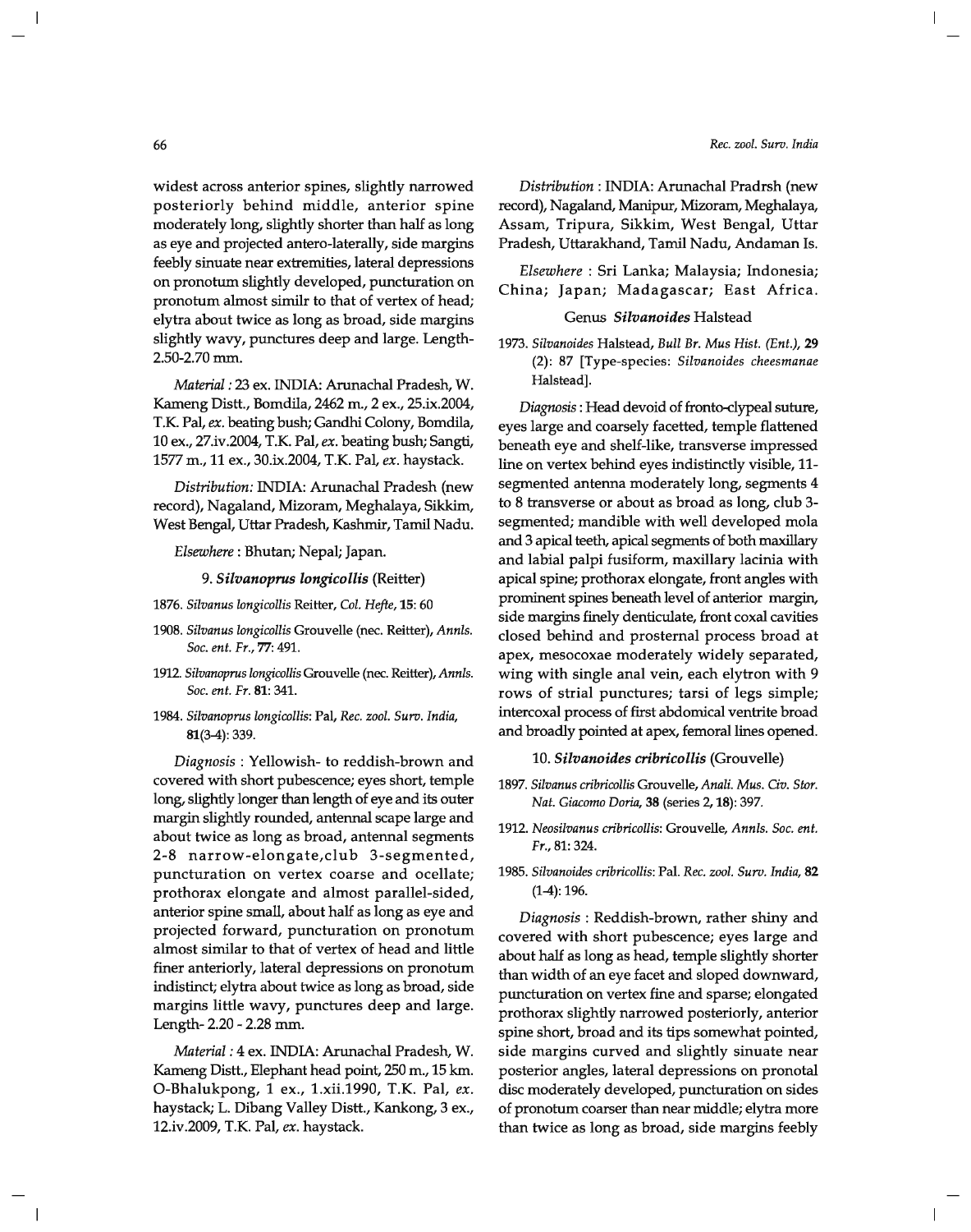widest across anterior spines, slightly narrowed posteriorly behind middle, anterior spine moderately long, slightly shorter than half as long as eye and projected antero-laterally, side margins feebly sinuate near extremities, lateral depressions on pronotum slightly developed, puncturation on pronotum almost similr to that of vertex of head; elytra about twice as long as broad, side margins slightly wavy, punctures deep and large. Length- 2.50-2.70 mm.

*Material :* 23 ex. INDIA: Arunachal Pradesh, W. Kameng Distt., Bomdila, 2462 m., 2 ex., 25.ix.2004, T.K. Pal, *ex.* beating bush; Gandhi Colony, Bomdila, 10 ex., 27.iv.2004, T.K. Pal, *ex.* beating bush; Sangti, 1577 m., 11 ex., 30.ix.2004, T.K. Pal, *ex.* haystack.

*Distribution:* INDIA: Arunachal Pradesh (new record), Nagaland, Mizoram, Meghalaya, Sikkim, West Bengal, Uttar Pradesh, Kashmir, Tamil Nadu.

*Elsewhere* : Bhutan; Nepal; Japan.

### 9. *Silvanoprus longicollis* (Reitter)

1876. *Silvanus longicollis* Reitter, *Col. Hefte*, **15**: 60

1908. *Silvanus longicollis* Grouvelle (nec. Reitter), *Annls. Soc. ent. Fr.*, **77**: 491.

1912. *Silvanoprus longicollis* Grouvelle (nec. Reitter), *Annls. Soc. ent. Fr.* **81**: 341.

1984. *Silvanoprus longicollis*: Pal, *Rec. zool. Surv. India*, **81**(3-4): 339.

*Diagnosis* : Yellowish- to reddish-brown and covered with short pubescence; eyes short, temple long, slightly longer than length of eye and its outer margin slightly rounded, antennal scape large and about twice as long as broad, antennal segments 2-8 narrow-elongate,club 3-segmented, puncturation on vertex coarse and ocellate; prothorax elongate and almost parallel-sided, anterior spine small, about half as long as eye and projected forward, puncturation on pronotum almost similar to that of vertex of head and little finer anteriorly, lateral depressions on pronotum indistinct; elytra about twice as long as broad, side margins little wavy, punctures deep and large. Length- 2.20 - 2.28 mm.

*Material :* 4 ex. INDIA: Arunachal Pradesh, W. Kameng Distt., Elephant head point, 250 m., 15 km. O-Bhalukpong, 1 ex., 1.xii.1990, T.K. Pal, *ex.* haystack; L. Dibang Valley Distt., Kankong, 3 ex., 12.iv.2009, T.K. Pal, *ex.* haystack.

*Distribution* : INDIA: Arunachal Pradrsh (new record), Nagaland, Manipur, Mizoram, Meghalaya, Assam, Tripura, Sikkim, West Bengal, Uttar Pradesh, Uttarakhand, Tamil Nadu, Andaman Is.

*Elsewhere* : Sri Lanka; Malaysia; Indonesia; China; Japan; Madagascar; East Africa.

### Genus *Silvanoides* Halstead

1973. *Silvanoides* Halstead, *Bull Br. Mus Hist. (Ent.)*, **29** (2): 87 [Type-species: *Silvanoides cheesmanae* Halstead].

*Diagnosis* : Head devoid of fronto-clypeal suture, eyes large and coarsely facetted, temple flattened beneath eye and shelf-like, transverse impressed line on vertex behind eyes indistinctly visible, 11-segmented antenna moderately long, segments 4 to 8 transverse or about as broad as long, club 3-segmented; mandible with well developed mola and 3 apical teeth, apical segments of both maxillary and labial palpi fusiform, maxillary lacinia with apical spine; prothorax elongate, front angles with prominent spines beneath level of anterior margin, side margins finely denticulate, front coxal cavities closed behind and prosternal process broad at apex, mesocoxae moderately widely separated, wing with single anal vein, each elytron with 9 rows of strial punctures; tarsi of legs simple; intercoxal process of first abdomical ventrite broad and broadly pointed at apex, femoral lines opened.

### 10. *Silvanoides cribricollis* (Grouvelle)

1897. *Silvanus cribricollis* Grouvelle, *Anali. Mus. Civ. Stor. Nat. Giacomo Doria*, **38** (series **2**, **18**): 397.

1912. *Neosilvanus cribricollis*: Grouvelle, *Annls. Soc. ent. Fr.*, 81: 324.

1985. *Silvanoides cribricollis*: Pal. *Rec. zool. Surv. India*, **82** (1-4): 196.

*Diagnosis* : Reddish-brown, rather shiny and covered with short pubescence; eyes large and about half as long as head, temple slightly shorter than width of an eye facet and sloped downward, puncturation on vertex fine and sparse; elongated prothorax slightly narrowed posteriorly, anterior spine short, broad and its tips somewhat pointed, side margins curved and slightly sinuate near posterior angles, lateral depressions on pronotal disc moderately developed, puncturation on sides of pronotum coarser than near middle; elytra more than twice as long as broad, side margins feebly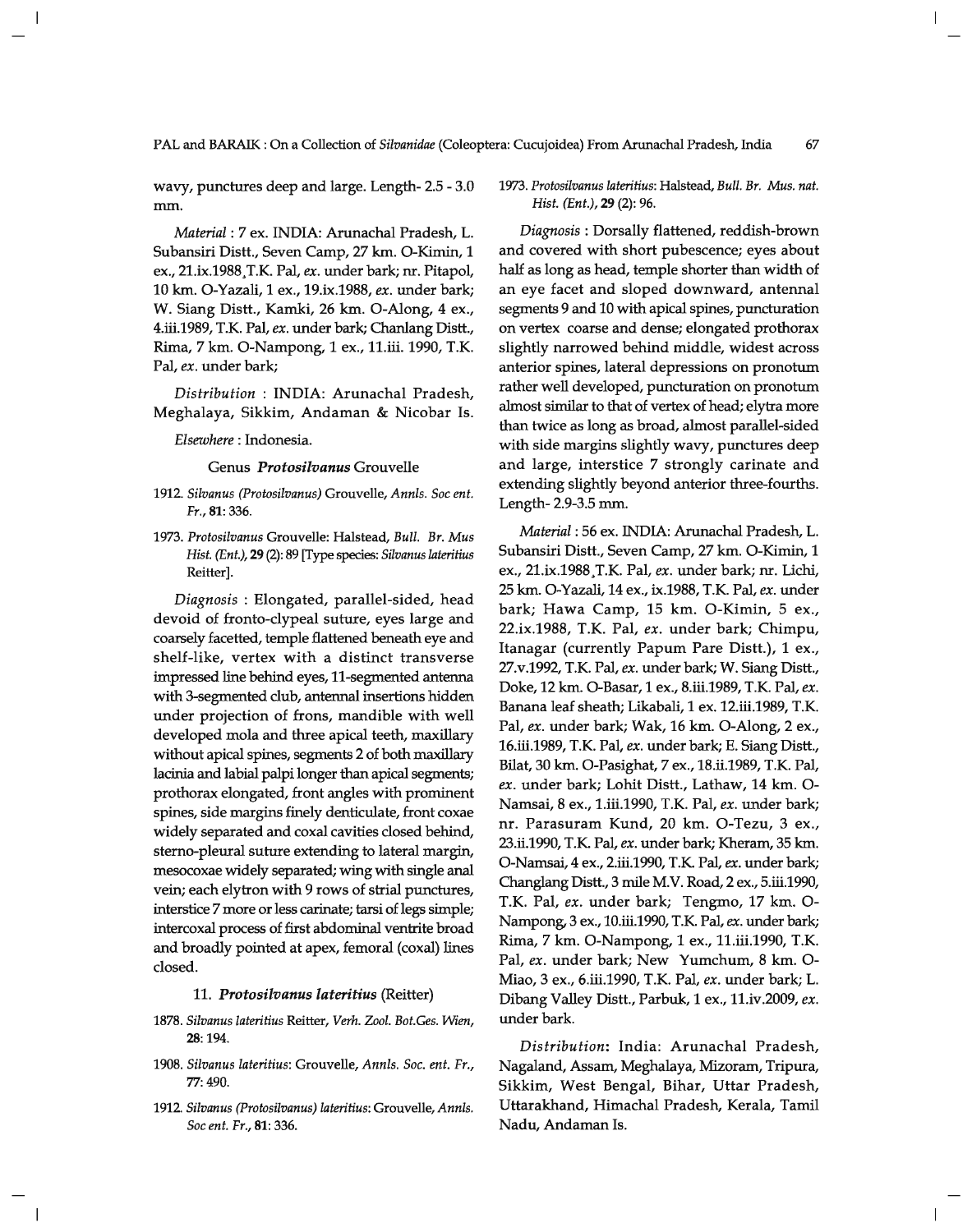wavy, punctures deep and large. Length- 2.5 - 3.0 mm.

*Material* : 7 ex. INDIA: Arunachal Pradesh, L. Subansiri Distt., Seven Camp, 27 km. O-Kimin, 1 ex., 21.ix.1988, T.K. Pal, *ex.* under bark; nr. Pitapol, 10 km. O-Yazali, 1 ex., 19.ix.1988, *ex.* under bark; W. Siang Distt., Kamki, 26 km. O-Along, 4 ex., 4.iii.1989, T.K. Pal, *ex.* under bark; Chanlang Distt., Rima, 7 km. O-Nampong, 1 ex., 11.iii. 1990, T.K. Pal, *ex.* under bark;

*Distribution* : INDIA: Arunachal Pradesh, Meghalaya, Sikkim, Andaman & Nicobar Is.

*Elsewhere* : Indonesia.

### Genus *Protosilvanus* Grouvelle

1912. *Silvanus (Protosilvanus)* Grouvelle, *Annls. Soc ent. Fr.*, **81**: 336.

1973. *Protosilvanus* Grouvelle: Halstead, *Bull. Br. Mus Hist. (Ent.)*, **29** (2): 89 [Type species: *Silvanus lateritius* Reitter].

*Diagnosis* : Elongated, parallel-sided, head devoid of fronto-clypeal suture, eyes large and coarsely facetted, temple flattened beneath eye and shelf-like, vertex with a distinct transverse impressed line behind eyes, 11-segmented antenna with 3-segmented club, antennal insertions hidden under projection of frons, mandible with well developed mola and three apical teeth, maxillary without apical spines, segments 2 of both maxillary lacinia and labial palpi longer than apical segments; prothorax elongated, front angles with prominent spines, side margins finely denticulate, front coxae widely separated and coxal cavities closed behind, sterno-pleural suture extending to lateral margin, mesocoxae widely separated; wing with single anal vein; each elytron with 9 rows of strial punctures, interstice 7 more or less carinate; tarsi of legs simple; intercoxal process of first abdominal ventrite broad and broadly pointed at apex, femoral (coxal) lines closed.

#### 11. *Protosilvanus lateritius* (Reitter)

1878. *Silvanus lateritius* Reitter, *Verh. Zool. Bot.Ges. Wien*, **28**: 194.

1908. *Silvanus lateritius*: Grouvelle, *Annls. Soc. ent. Fr.*, **77**: 490.

1912. *Silvanus (Protosilvanus) lateritius*: Grouvelle, *Annls. Soc ent. Fr.*, **81**: 336.

1973. *Protosilvanus lateritius*: Halstead, *Bull. Br. Mus. nat. Hist. (Ent.)*, **29** (2): 96.

*Diagnosis* : Dorsally flattened, reddish-brown and covered with short pubescence; eyes about half as long as head, temple shorter than width of an eye facet and sloped downward, antennal segments 9 and 10 with apical spines, puncturation on vertex coarse and dense; elongated prothorax slightly narrowed behind middle, widest across anterior spines, lateral depressions on pronotum rather well developed, puncturation on pronotum almost similar to that of vertex of head; elytra more than twice as long as broad, almost parallel-sided with side margins slightly wavy, punctures deep and large, interstice 7 strongly carinate and extending slightly beyond anterior three-fourths. Length- 2.9-3.5 mm.

*Material* : 56 ex. INDIA: Arunachal Pradesh, L. Subansiri Distt., Seven Camp, 27 km. O-Kimin, 1 ex., 21.ix.1988, T.K. Pal, *ex.* under bark; nr. Lichi, 25 km. O-Yazali, 14 ex., ix.1988, T.K. Pal, *ex.* under bark; Hawa Camp, 15 km. O-Kimin, 5 ex., 22.ix.1988, T.K. Pal, *ex.* under bark; Chimpu, Itanagar (currently Papum Pare Distt.), 1 ex., 27.v.1992, T.K. Pal, *ex.* under bark; W. Siang Distt., Doke, 12 km. O-Basar, 1 ex., 8.iii.1989, T.K. Pal, *ex.* Banana leaf sheath; Likabali, 1 ex. 12.iii.1989, T.K. Pal, *ex.* under bark; Wak, 16 km. O-Along, 2 ex., 16.iii.1989, T.K. Pal, *ex.* under bark; E. Siang Distt., Bilat, 30 km. O-Pasighat, 7 ex., 18.ii.1989, T.K. Pal, *ex.* under bark; Lohit Distt., Lathaw, 14 km. O-Namsai, 8 ex., 1.iii.1990, T.K. Pal, *ex.* under bark; nr. Parasuram Kund, 20 km. O-Tezu, 3 ex., 23.ii.1990, T.K. Pal, *ex.* under bark; Kheram, 35 km. O-Namsai, 4 ex., 2.iii.1990, T.K. Pal, *ex.* under bark; Changlang Distt., 3 mile M.V. Road, 2 ex., 5.iii.1990, T.K. Pal, *ex.* under bark; Tengmo, 17 km. O-Nampong, 3 ex., 10.iii.1990, T.K. Pal, *ex.* under bark; Rima, 7 km. O-Nampong, 1 ex., 11.iii.1990, T.K. Pal, *ex.* under bark; New Yumchum, 8 km. O-Miao, 3 ex., 6.iii.1990, T.K. Pal, *ex.* under bark; L. Dibang Valley Distt., Parbuk, 1 ex., 11.iv.2009, *ex.* under bark.

*Distribution*: India: Arunachal Pradesh, Nagaland, Assam, Meghalaya, Mizoram, Tripura, Sikkim, West Bengal, Bihar, Uttar Pradesh, Uttarakhand, Himachal Pradesh, Kerala, Tamil Nadu, Andaman Is.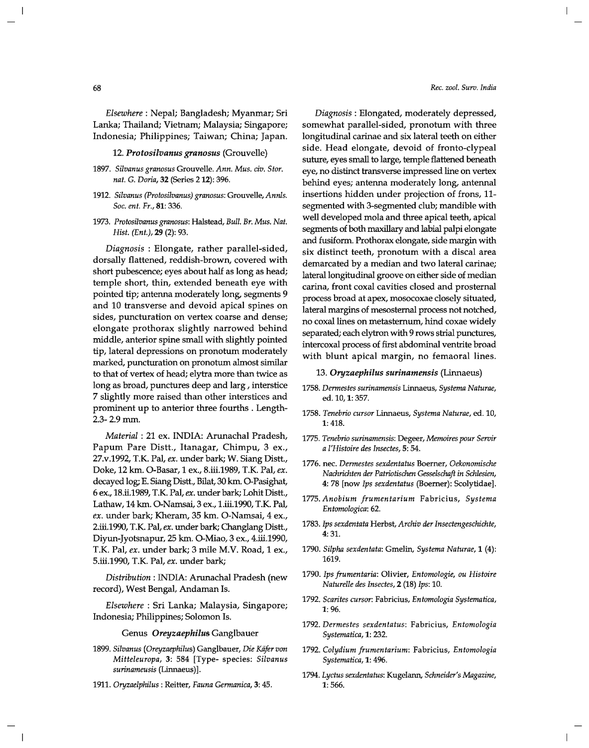*Elsewhere* : Nepal; Bangladesh; Myanmar; Sri Lanka; Thailand; Vietnam; Malaysia; Singapore; Indonesia; Philippines; Taiwan; China; Japan.

### 12. *Protosilvanus granosus* (Grouvelle)

1897. *Silvanus granosus* Grouvelle. *Ann. Mus. civ. Stor. nat. G. Doria*, **32** (Series 2 **12**): 396.

1912. *Silvanus (Protosilvanus) granosus*: Grouvelle, *Annls. Soc. ent. Fr.*, **81**: 336.

1973. *Protosilvanus granosus*: Halstead, *Bull. Br. Mus. Nat. Hist. (Ent.)*, **29** (2): 93.

*Diagnosis* : Elongate, rather parallel-sided, dorsally flattened, reddish-brown, covered with short pubescence; eyes about half as long as head; temple short, thin, extended beneath eye with pointed tip; antenna moderately long, segments 9 and 10 transverse and devoid apical spines on sides, puncturation on vertex coarse and dense; elongate prothorax slightly narrowed behind middle, anterior spine small with slightly pointed tip, lateral depressions on pronotum moderately marked, puncturation on pronotum almost similar to that of vertex of head; elytra more than twice as long as broad, punctures deep and larg , interstice 7 slightly more raised than other interstices and prominent up to anterior three fourths . Length- 2.3- 2.9 mm.

*Material* : 21 ex. INDIA: Arunachal Pradesh, Papum Pare Distt., Itanagar, Chimpu, 3 ex., 27.v.1992, T.K. Pal, *ex.* under bark; W. Siang Distt., Doke, 12 km. O-Basar, 1 ex., 8.iii.1989, T.K. Pal, *ex.* decayed log; E. Siang Distt., Bilat, 30 km. O-Pasighat, 6 ex., 18.ii.1989, T.K. Pal, *ex.* under bark; Lohit Distt., Lathaw, 14 km. O-Namsai, 3 ex., 1.iii.1990, T.K. Pal, *ex.* under bark; Kheram, 35 km. O-Namsai, 4 ex., 2.iii.1990, T.K. Pal, *ex.* under bark; Changlang Distt., Diyun-Jyotsnapur, 25 km. O-Miao, 3 ex., 4.iii.1990, T.K. Pal, *ex.* under bark; 3 mile M.V. Road, 1 ex., 5.iii.1990, T.K. Pal, *ex.* under bark;

*Distribution* : INDIA: Arunachal Pradesh (new record), West Bengal, Andaman Is.

*Elsewhere* : Sri Lanka; Malaysia, Singapore; Indonesia; Philippines; Solomon Is.

### Genus *Oreyzaephilus* Ganglbauer

1899. *Silvanus (Oreyzaephilus)* Ganglbauer, *Die Käfer von Mitteleuropa*, **3**: 584 [Type- species: *Silvanus surinameusis* (Linnaeus)].

1911. *Oryzaelphilus* : Reitter, *Fauna Germanica*, **3**: 45.

*Diagnosis* : Elongated, moderately depressed, somewhat parallel-sided, pronotum with three longitudinal carinae and six lateral teeth on either side. Head elongate, devoid of fronto-clypeal suture, eyes small to large, temple flattened beneath eye, no distinct transverse impressed line on vertex behind eyes; antenna moderately long, antennal insertions hidden under projection of frons, 11-segmented with 3-segmented club; mandible with well developed mola and three apical teeth, apical segments of both maxillary and labial palpi elongate and fusiform. Prothorax elongate, side margin with six distinct teeth, pronotum with a discal area demarcated by a median and two lateral carinae; lateral longitudinal groove on either side of median carina, front coxal cavities closed and prosternal process broad at apex, mosocoxae closely situated, lateral margins of mesosternal process not notched, no coxal lines on metasternum, hind coxae widely separated; each elytron with 9 rows strial punctures, intercoxal process of first abdominal ventrite broad with blunt apical margin, no femaoral lines.

### 13. *Oryzaephilus surinamensis* (Linnaeus)

1758. *Dermestes surinamensis* Linnaeus, *Systema Naturae*, ed. 10, **1**: 357.

1758. *Tenebrio cursor* Linnaeus, *Systema Naturae*, ed. 10, **1**: 418.

1775. *Tenebrio surinamensis*: Degeer, *Memoires pour Servir a l'Histoire des Insectes*, **5**: 54.

1776. nec. *Dermestes sexdentatus* Boerner, *Oekonomische Nachrichten der Patriotischen Gesselschaft in Schlesien*, **4**: 78 [now *Ips sexdentatus* (Boerner): Scolytidae].

1775. *Anobium frumentarium* Fabricius, *Systema Entomologica*: 62.

1783. *Ips sexdentata* Herbst, *Archiv der Insectengeschichte*, **4**: 31.

1790. *Silpha sexdentata*: Gmelin, *Systema Naturae*, **1** (4): 1619.

1790. *Ips frumentaria*: Olivier, *Entomologie, ou Histoire Naturelle des Insectes*, **2** (18) *Ips*: 10.

1792. *Scarites cursor*: Fabricius, *Entomologia Systematica*, **1**: 96.

1792. *Dermestes sexdentatus*: Fabricius, *Entomologia Systematica*, **1**: 232.

1792. *Colydium frumentarium*: Fabricius, *Entomologia Systematica*, **1**: 496.

1794. *Lyctus sexdentatus*: Kugelann, *Schneider's Magazine*, **1**: 566.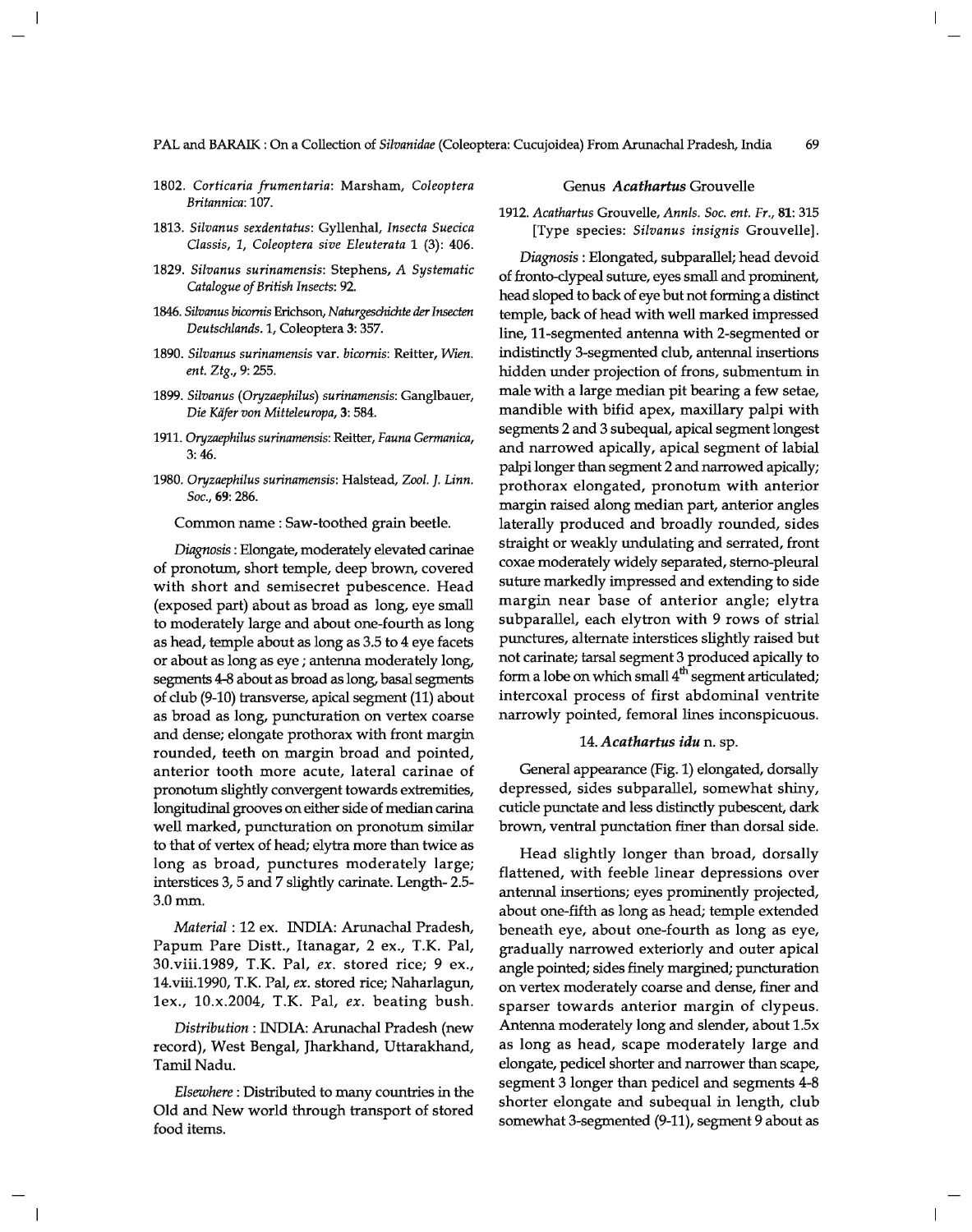1802. *Corticaria frumentaria*: Marsham, *Coleoptera Britannica*: 107.

1813. *Silvanus sexdentatus*: Gyllenhal, *Insecta Suecica Classis, 1, Coleoptera sive Eleuterata* 1 (3): 406.

1829. *Silvanus surinamensis*: Stephens, *A Systematic Catalogue of British Insects*: 92.

1846. *Silvanus bicornis* Erichson, *Naturgeschichte der Insecten Deutschlands*. 1, Coleoptera **3**: 357.

1890. *Silvanus surinamensis* var. *bicornis*: Reitter, *Wien. ent. Ztg*., 9: 255.

1899. *Silvanus (Oryzaephilus) surinamensis*: Ganglbauer, *Die Käfer von Mitteleuropa*, **3**: 584.

1911. *Oryzaephilus surinamensis*: Reitter, *Fauna Germanica*, 3: 46.

1980. *Oryzaephilus surinamensis*: Halstead, *Zool. J. Linn. Soc*., **69**: 286.

Common name : Saw-toothed grain beetle.

*Diagnosis* : Elongate, moderately elevated carinae of pronotum, short temple, deep brown, covered with short and semisecret pubescence. Head (exposed part) about as broad as long, eye small to moderately large and about one-fourth as long as head, temple about as long as 3.5 to 4 eye facets or about as long as eye ; antenna moderately long, segments 4-8 about as broad as long, basal segments of club (9-10) transverse, apical segment (11) about as broad as long, puncturation on vertex coarse and dense; elongate prothorax with front margin rounded, teeth on margin broad and pointed, anterior tooth more acute, lateral carinae of pronotum slightly convergent towards extremities, longitudinal grooves on either side of median carina well marked, puncturation on pronotum similar to that of vertex of head; elytra more than twice as long as broad, punctures moderately large; interstices 3, 5 and 7 slightly carinate. Length- 2.5-3.0 mm.

*Material* : 12 ex. INDIA: Arunachal Pradesh, Papum Pare Distt., Itanagar, 2 ex., T.K. Pal, 30.viii.1989, T.K. Pal, *ex*. stored rice; 9 ex., 14.viii.1990, T.K. Pal, *ex*. stored rice; Naharlagun, 1ex., 10.x.2004, T.K. Pal, *ex*. beating bush.

*Distribution* : INDIA: Arunachal Pradesh (new record), West Bengal, Jharkhand, Uttarakhand, Tamil Nadu.

*Elsewhere* : Distributed to many countries in the Old and New world through transport of stored food items.

### Genus *Acathartus* Grouvelle

1912. *Acathartus* Grouvelle, *Annls. Soc. ent. Fr*., **81**: 315 [Type species: *Silvanus insignis* Grouvelle].

*Diagnosis* : Elongated, subparallel; head devoid of fronto-clypeal suture, eyes small and prominent, head sloped to back of eye but not forming a distinct temple, back of head with well marked impressed line, 11-segmented antenna with 2-segmented or indistinctly 3-segmented club, antennal insertions hidden under projection of frons, submentum in male with a large median pit bearing a few setae, mandible with bifid apex, maxillary palpi with segments 2 and 3 subequal, apical segment longest and narrowed apically, apical segment of labial palpi longer than segment 2 and narrowed apically; prothorax elongated, pronotum with anterior margin raised along median part, anterior angles laterally produced and broadly rounded, sides straight or weakly undulating and serrated, front coxae moderately widely separated, sterno-pleural suture markedly impressed and extending to side margin near base of anterior angle; elytra subparallel, each elytron with 9 rows of strial punctures, alternate interstices slightly raised but not carinate; tarsal segment 3 produced apically to form a lobe on which small 4$^{th}$ segment articulated; intercoxal process of first abdominal ventrite narrowly pointed, femoral lines inconspicuous.

#### 14. *Acathartus idu* n. sp.

General appearance (Fig. 1) elongated, dorsally depressed, sides subparallel, somewhat shiny, cuticle punctate and less distinctly pubescent, dark brown, ventral punctation finer than dorsal side.

Head slightly longer than broad, dorsally flattened, with feeble linear depressions over antennal insertions; eyes prominently projected, about one-fifth as long as head; temple extended beneath eye, about one-fourth as long as eye, gradually narrowed exteriorly and outer apical angle pointed; sides finely margined; puncturation on vertex moderately coarse and dense, finer and sparser towards anterior margin of clypeus. Antenna moderately long and slender, about 1.5x as long as head, scape moderately large and elongate, pedicel shorter and narrower than scape, segment 3 longer than pedicel and segments 4-8 shorter elongate and subequal in length, club somewhat 3-segmented (9-11), segment 9 about as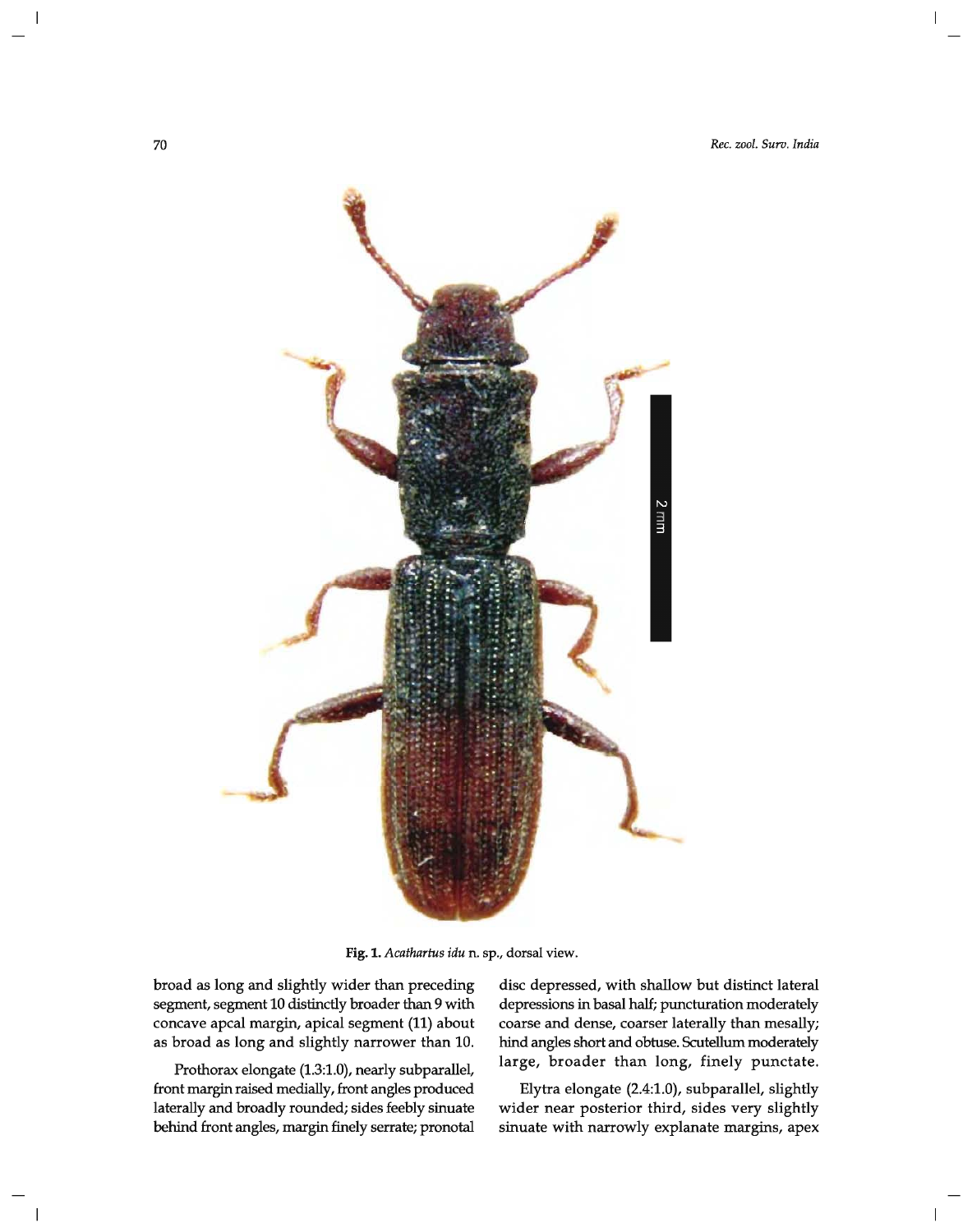**Fig. 1.** *Acathartus idu* n. sp., dorsal view.

broad as long and slightly wider than preceding segment, segment 10 distinctly broader than 9 with concave apcal margin, apical segment (11) about as broad as long and slightly narrower than 10.

Prothorax elongate (1.3:1.0), nearly subparallel, front margin raised medially, front angles produced laterally and broadly rounded; sides feebly sinuate behind front angles, margin finely serrate; pronotal disc depressed, with shallow but distinct lateral depressions in basal half; puncturation moderately coarse and dense, coarser laterally than mesally; hind angles short and obtuse. Scutellum moderately large, broader than long, finely punctate.

Elytra elongate (2.4:1.0), subparallel, slightly wider near posterior third, sides very slightly sinuate with narrowly explanate margins, apex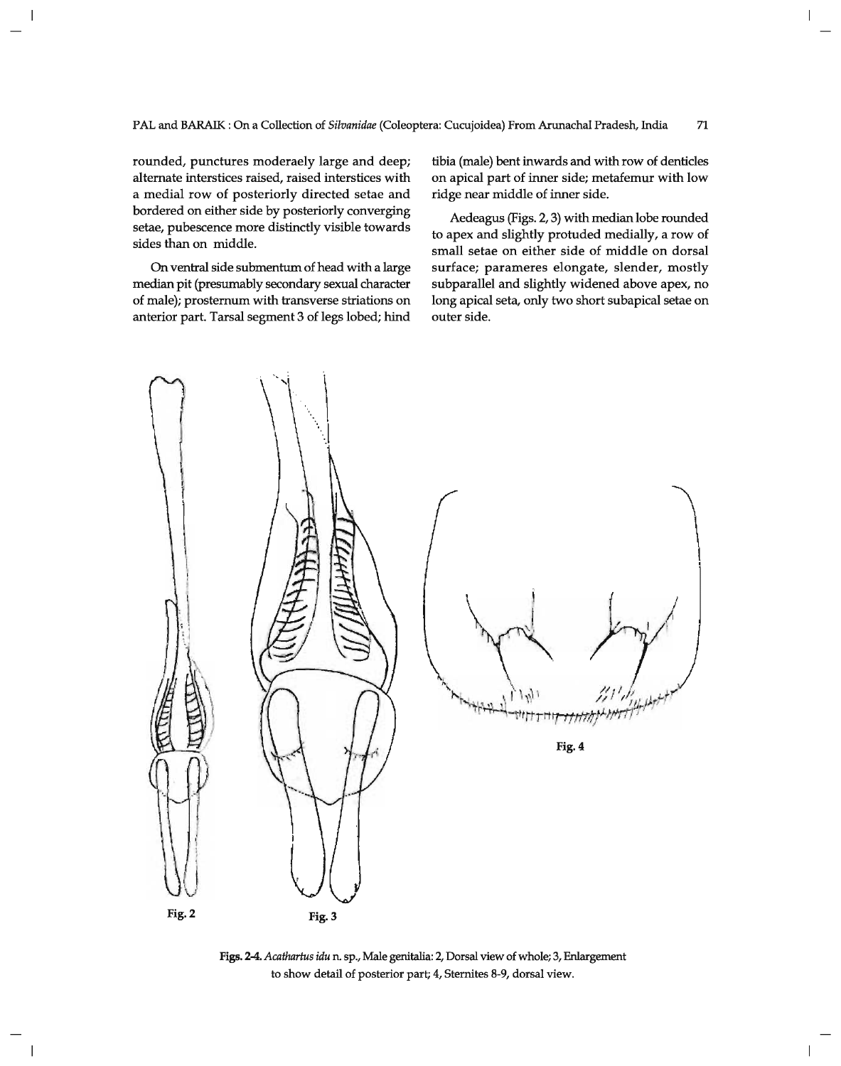rounded, punctures moderaely large and deep; alternate interstices raised, raised interstices with a medial row of posteriorly directed setae and bordered on either side by posteriorly converging setae, pubescence more distinctly visible towards sides than on middle.

On ventral side submentum of head with a large median pit (presumably secondary sexual character of male); prosternum with transverse striations on anterior part. Tarsal segment 3 of legs lobed; hind tibia (male) bent inwards and with row of denticles on apical part of inner side; metafemur with low ridge near middle of inner side.

Aedeagus (Figs. 2, 3) with median lobe rounded to apex and slightly protuded medially, a row of small setae on either side of middle on dorsal surface; parameres elongate, slender, mostly subparallel and slightly widened above apex, no long apical seta, only two short subapical setae on outer side.

Fig. 2 Fig. 3 Fig. 4

**Figs. 2-4.** *Acathartus idu* n. sp., Male genitalia: 2, Dorsal view of whole; 3, Enlargement to show detail of posterior part; 4, Sternites 8-9, dorsal view.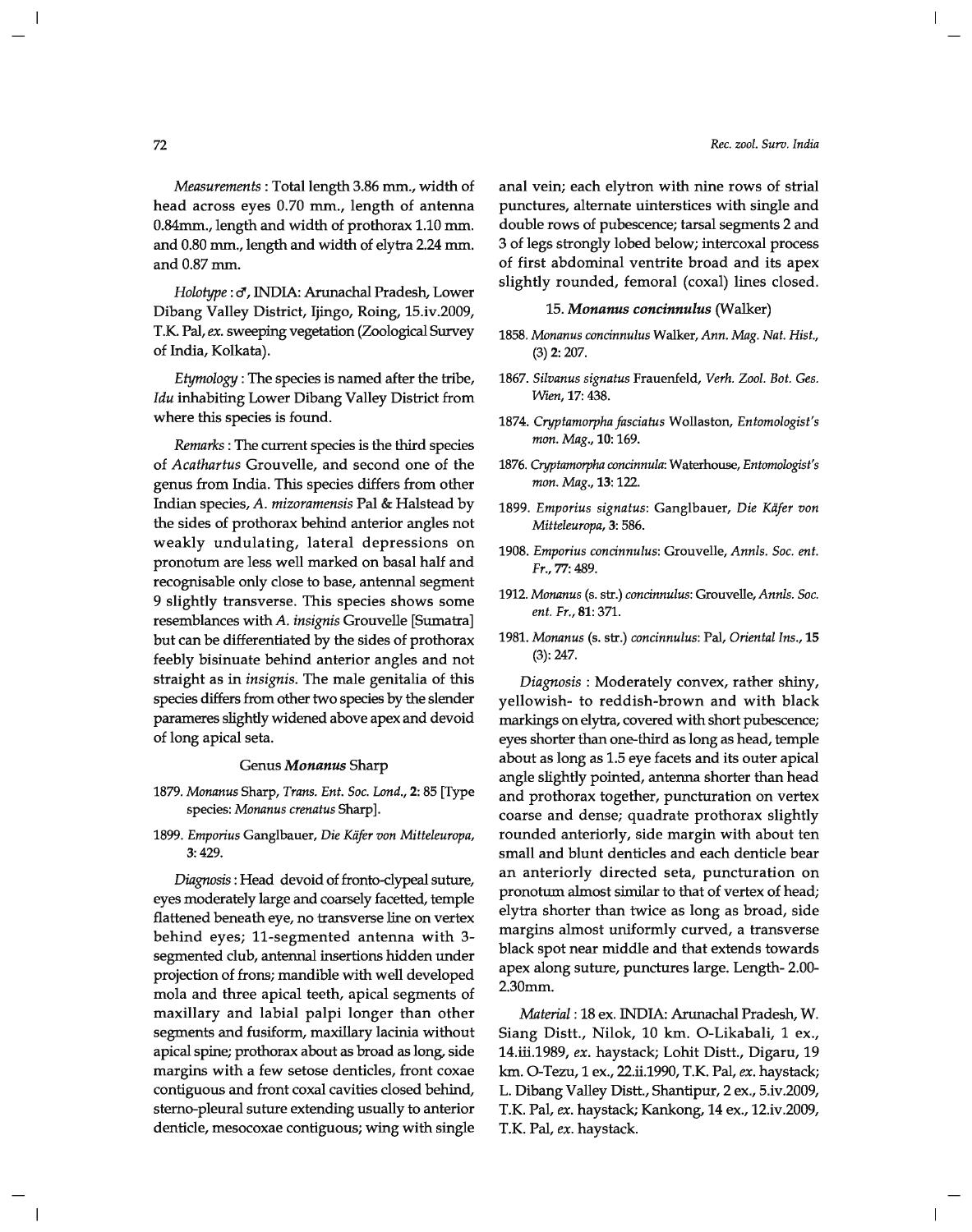*Measurements* : Total length 3.86 mm., width of head across eyes 0.70 mm., length of antenna 0.84mm., length and width of prothorax 1.10 mm. and 0.80 mm., length and width of elytra 2.24 mm. and 0.87 mm.

*Holotype* : ♂, INDIA: Arunachal Pradesh, Lower Dibang Valley District, Ijingo, Roing, 15.iv.2009, T.K. Pal, *ex.* sweeping vegetation (Zoological Survey of India, Kolkata).

*Etymology* : The species is named after the tribe, *Idu* inhabiting Lower Dibang Valley District from where this species is found.

*Remarks* : The current species is the third species of *Acathartus* Grouvelle, and second one of the genus from India. This species differs from other Indian species, *A. mizoramensis* Pal & Halstead by the sides of prothorax behind anterior angles not weakly undulating, lateral depressions on pronotum are less well marked on basal half and recognisable only close to base, antennal segment 9 slightly transverse. This species shows some resemblances with *A. insignis* Grouvelle [Sumatra] but can be differentiated by the sides of prothorax feebly bisinuate behind anterior angles and not straight as in *insignis*. The male genitalia of this species differs from other two species by the slender parameres slightly widened above apex and devoid of long apical seta.

### Genus *Monanus* Sharp

1879. *Monanus* Sharp, *Trans. Ent. Soc. Lond.*, **2**: 85 [Type species: *Monanus crenatus* Sharp].

1899. *Emporius* Ganglbauer, *Die Käfer von Mitteleuropa*, **3**: 429.

*Diagnosis* : Head devoid of fronto-clypeal suture, eyes moderately large and coarsely facetted, temple flattened beneath eye, no transverse line on vertex behind eyes; 11-segmented antenna with 3-segmented club, antennal insertions hidden under projection of frons; mandible with well developed mola and three apical teeth, apical segments of maxillary and labial palpi longer than other segments and fusiform, maxillary lacinia without apical spine; prothorax about as broad as long, side margins with a few setose denticles, front coxae contiguous and front coxal cavities closed behind, sterno-pleural suture extending usually to anterior denticle, mesocoxae contiguous; wing with single anal vein; each elytron with nine rows of strial punctures, alternate uinterstices with single and double rows of pubescence; tarsal segments 2 and 3 of legs strongly lobed below; intercoxal process of first abdominal ventrite broad and its apex slightly rounded, femoral (coxal) lines closed.

### 15. *Monanus concinnulus* (Walker)

1858. *Monanus concinnulus* Walker, *Ann. Mag. Nat. Hist.*, (3) **2**: 207.

1867. *Silvanus signatus* Frauenfeld, *Verh. Zool. Bot. Ges. Wien*, **17**: 438.

1874. *Cryptamorpha fasciatus* Wollaston, *Entomologist's mon. Mag.*, **10**: 169.

1876. *Cryptamorpha concinnula*: Waterhouse, *Entomologist's mon. Mag.*, **13**: 122.

1899. *Emporius signatus*: Ganglbauer, *Die Käfer von Mitteleuropa*, **3**: 586.

1908. *Emporius concinnulus*: Grouvelle, *Annls. Soc. ent. Fr.*, **77**: 489.

1912. *Monanus* (s. str.) *concinnulus*: Grouvelle, *Annls. Soc. ent. Fr.*, **81**: 371.

1981. *Monanus* (s. str.) *concinnulus*: Pal, *Oriental Ins.*, **15** (3): 247.

*Diagnosis* : Moderately convex, rather shiny, yellowish- to reddish-brown and with black markings on elytra, covered with short pubescence; eyes shorter than one-third as long as head, temple about as long as 1.5 eye facets and its outer apical angle slightly pointed, antenna shorter than head and prothorax together, puncturation on vertex coarse and dense; quadrate prothorax slightly rounded anteriorly, side margin with about ten small and blunt denticles and each denticle bear an anteriorly directed seta, puncturation on pronotum almost similar to that of vertex of head; elytra shorter than twice as long as broad, side margins almost uniformly curved, a transverse black spot near middle and that extends towards apex along suture, punctures large. Length- 2.00-2.30mm.

*Material* : 18 ex. INDIA: Arunachal Pradesh, W. Siang Distt., Nilok, 10 km. O-Likabali, 1 ex., 14.iii.1989, *ex.* haystack; Lohit Distt., Digaru, 19 km. O-Tezu, 1 ex., 22.ii.1990, T.K. Pal, *ex.* haystack; L. Dibang Valley Distt., Shantipur, 2 ex., 5.iv.2009, T.K. Pal, *ex.* haystack; Kankong, 14 ex., 12.iv.2009, T.K. Pal, *ex.* haystack.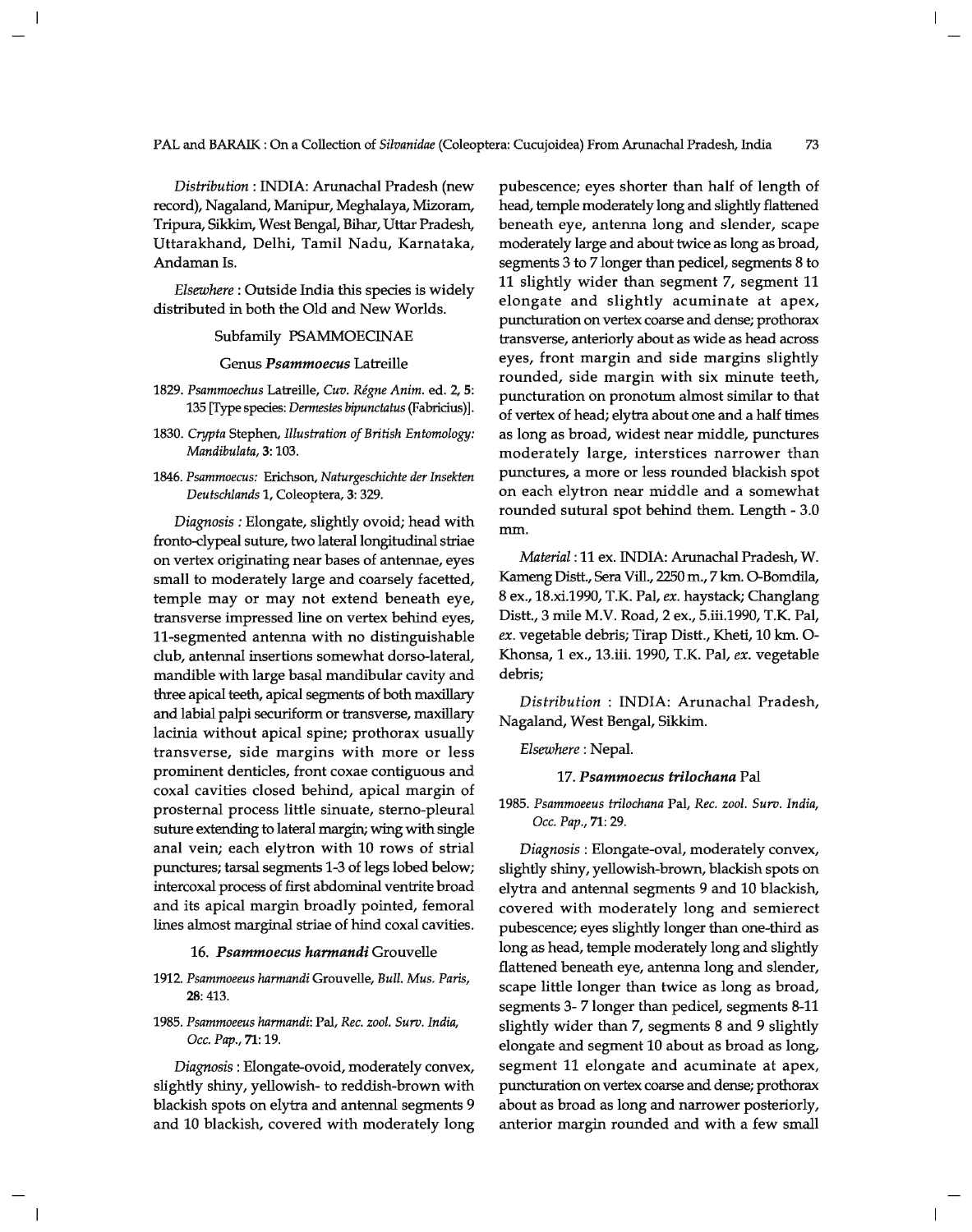*Distribution* : INDIA: Arunachal Pradesh (new record), Nagaland, Manipur, Meghalaya, Mizoram, Tripura, Sikkim, West Bengal, Bihar, Uttar Pradesh, Uttarakhand, Delhi, Tamil Nadu, Karnataka, Andaman Is.

*Elsewhere* : Outside India this species is widely distributed in both the Old and New Worlds.

### Subfamily PSAMMOECINAE

#### Genus *Psammoecus* Latreille

1829. *Psammoechus* Latreille, *Cuv. Régne Anim.* ed. 2, **5**: 135 [Type species: *Dermestes bipunctatus* (Fabricius)].

1830. *Crypta* Stephen, *Illustration of British Entomology: Mandibulata*, **3**: 103.

1846. *Psammoecus:* Erichson, *Naturgeschichte der Insekten Deutschlands* 1, Coleoptera, **3**: 329.

*Diagnosis* : Elongate, slightly ovoid; head with fronto-clypeal suture, two lateral longitudinal striae on vertex originating near bases of antennae, eyes small to moderately large and coarsely facetted, temple may or may not extend beneath eye, transverse impressed line on vertex behind eyes, 11-segmented antenna with no distinguishable club, antennal insertions somewhat dorso-lateral, mandible with large basal mandibular cavity and three apical teeth, apical segments of both maxillary and labial palpi securiform or transverse, maxillary lacinia without apical spine; prothorax usually transverse, side margins with more or less prominent denticles, front coxae contiguous and coxal cavities closed behind, apical margin of prosternal process little sinuate, sterno-pleural suture extending to lateral margin; wing with single anal vein; each elytron with 10 rows of strial punctures; tarsal segments 1-3 of legs lobed below; intercoxal process of first abdominal ventrite broad and its apical margin broadly pointed, femoral lines almost marginal striae of hind coxal cavities.

#### 16. *Psammoecus harmandi* Grouvelle

1912. *Psammoeeus harmandi* Grouvelle, *Bull. Mus. Paris*, **28**: 413.

1985. *Psammoeeus harmandi*: Pal, *Rec. zool. Surv. India, Occ. Pap.*, **71**: 19.

*Diagnosis* : Elongate-ovoid, moderately convex, slightly shiny, yellowish- to reddish-brown with blackish spots on elytra and antennal segments 9 and 10 blackish, covered with moderately long pubescence; eyes shorter than half of length of head, temple moderately long and slightly flattened beneath eye, antenna long and slender, scape moderately large and about twice as long as broad, segments 3 to 7 longer than pedicel, segments 8 to 11 slightly wider than segment 7, segment 11 elongate and slightly acuminate at apex, puncturation on vertex coarse and dense; prothorax transverse, anteriorly about as wide as head across eyes, front margin and side margins slightly rounded, side margin with six minute teeth, puncturation on pronotum almost similar to that of vertex of head; elytra about one and a half times as long as broad, widest near middle, punctures moderately large, interstices narrower than punctures, a more or less rounded blackish spot on each elytron near middle and a somewhat rounded sutural spot behind them. Length - 3.0 mm.

*Material* : 11 ex. INDIA: Arunachal Pradesh, W. Kameng Distt., Sera Vill., 2250 m., 7 km. O-Bomdila, 8 ex., 18.xi.1990, T.K. Pal, *ex.* haystack; Changlang Distt., 3 mile M.V. Road, 2 ex., 5.iii.1990, T.K. Pal, *ex.* vegetable debris; Tirap Distt., Kheti, 10 km. O-Khonsa, 1 ex., 13.iii. 1990, T.K. Pal, *ex.* vegetable debris;

*Distribution* : INDIA: Arunachal Pradesh, Nagaland, West Bengal, Sikkim.

*Elsewhere* : Nepal.

#### 17. *Psammoecus trilochana* Pal

1985. *Psammoeeus trilochana* Pal, *Rec. zool. Surv. India, Occ. Pap.*, **71**: 29.

*Diagnosis* : Elongate-oval, moderately convex, slightly shiny, yellowish-brown, blackish spots on elytra and antennal segments 9 and 10 blackish, covered with moderately long and semierect pubescence; eyes slightly longer than one-third as long as head, temple moderately long and slightly flattened beneath eye, antenna long and slender, scape little longer than twice as long as broad, segments 3- 7 longer than pedicel, segments 8-11 slightly wider than 7, segments 8 and 9 slightly elongate and segment 10 about as broad as long, segment 11 elongate and acuminate at apex, puncturation on vertex coarse and dense; prothorax about as broad as long and narrower posteriorly, anterior margin rounded and with a few small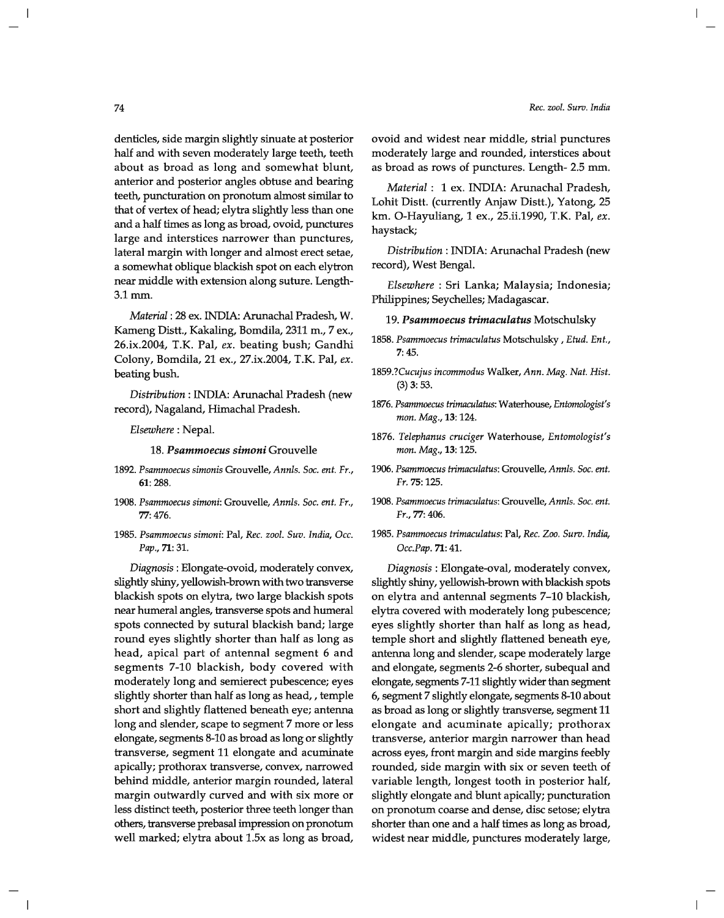denticles, side margin slightly sinuate at posterior half and with seven moderately large teeth, teeth about as broad as long and somewhat blunt, anterior and posterior angles obtuse and bearing teeth, puncturation on pronotum almost similar to that of vertex of head; elytra slightly less than one and a half times as long as broad, ovoid, punctures large and interstices narrower than punctures, lateral margin with longer and almost erect setae, a somewhat oblique blackish spot on each elytron near middle with extension along suture. Length- 3.1 mm.

*Material* : 28 ex. INDIA: Arunachal Pradesh, W. Kameng Distt., Kakaling, Bomdila, 2311 m., 7 ex., 26.ix.2004, T.K. Pal, *ex.* beating bush; Gandhi Colony, Bomdila, 21 ex., 27.ix.2004, T.K. Pal, *ex.* beating bush.

*Distribution* : INDIA: Arunachal Pradesh (new record), Nagaland, Himachal Pradesh.

*Elsewhere* : Nepal.

### 18. *Psammoecus simoni* Grouvelle

1892. *Psammoecus simonis* Grouvelle, *Annls. Soc. ent. Fr.*, **61**: 288.

1908. *Psammoecus simoni*: Grouvelle, *Annls. Soc. ent. Fr.*, **77**: 476.

1985. *Psammoecus simoni*: Pal, *Rec. zool. Suv. India, Occ. Pap.*, **71**: 31.

*Diagnosis* : Elongate-ovoid, moderately convex, slightly shiny, yellowish-brown with two transverse blackish spots on elytra, two large blackish spots near humeral angles, transverse spots and humeral spots connected by sutural blackish band; large round eyes slightly shorter than half as long as head, apical part of antennal segment 6 and segments 7-10 blackish, body covered with moderately long and semierect pubescence; eyes slightly shorter than half as long as head, , temple short and slightly flattened beneath eye; antenna long and slender, scape to segment 7 more or less elongate, segments 8-10 as broad as long or slightly transverse, segment 11 elongate and acuminate apically; prothorax transverse, convex, narrowed behind middle, anterior margin rounded, lateral margin outwardly curved and with six more or less distinct teeth, posterior three teeth longer than others, transverse prebasal impression on pronotum well marked; elytra about 1.5x as long as broad, ovoid and widest near middle, strial punctures moderately large and rounded, interstices about as broad as rows of punctures. Length- 2.5 mm.

*Material* : 1 ex. INDIA: Arunachal Pradesh, Lohit Distt. (currently Anjaw Distt.), Yatong, 25 km. O-Hayuliang, 1 ex., 25.ii.1990, T.K. Pal, *ex.* haystack;

*Distribution* : INDIA: Arunachal Pradesh (new record), West Bengal.

*Elsewhere* : Sri Lanka; Malaysia; Indonesia; Philippines; Seychelles; Madagascar.

### 19. *Psammoecus trimaculatus* Motschulsky

1858. *Psammoecus trimaculatus* Motschulsky , *Etud. Ent.*, **7**: 45.

1859.?*Cucujus incommodus* Walker, *Ann. Mag. Nat. Hist.* (3) **3**: 53.

1876. *Psammoecus trimaculatus*: Waterhouse, *Entomologist's mon. Mag.*, **13**: 124.

1876. *Telephanus cruciger* Waterhouse, *Entomologist's mon. Mag.*, **13**: 125.

1906. *Psammoecus trimaculatus*: Grouvelle, *Annls. Soc. ent. Fr.* **75**: 125.

1908. *Psammoecus trimaculatus*: Grouvelle, *Annls. Soc. ent. Fr.*, **77**: 406.

1985. *Psammoecus trimaculatus*: Pal, *Rec. Zoo. Surv. India, Occ.Pap.* **71**: 41.

*Diagnosis* : Elongate-oval, moderately convex, slightly shiny, yellowish-brown with blackish spots on elytra and antennal segments 7–10 blackish, elytra covered with moderately long pubescence; eyes slightly shorter than half as long as head, temple short and slightly flattened beneath eye, antenna long and slender, scape moderately large and elongate, segments 2-6 shorter, subequal and elongate, segments 7-11 slightly wider than segment 6, segment 7 slightly elongate, segments 8-10 about as broad as long or slightly transverse, segment 11 elongate and acuminate apically; prothorax transverse, anterior margin narrower than head across eyes, front margin and side margins feebly rounded, side margin with six or seven teeth of variable length, longest tooth in posterior half, slightly elongate and blunt apically; puncturation on pronotum coarse and dense, disc setose; elytra shorter than one and a half times as long as broad, widest near middle, punctures moderately large,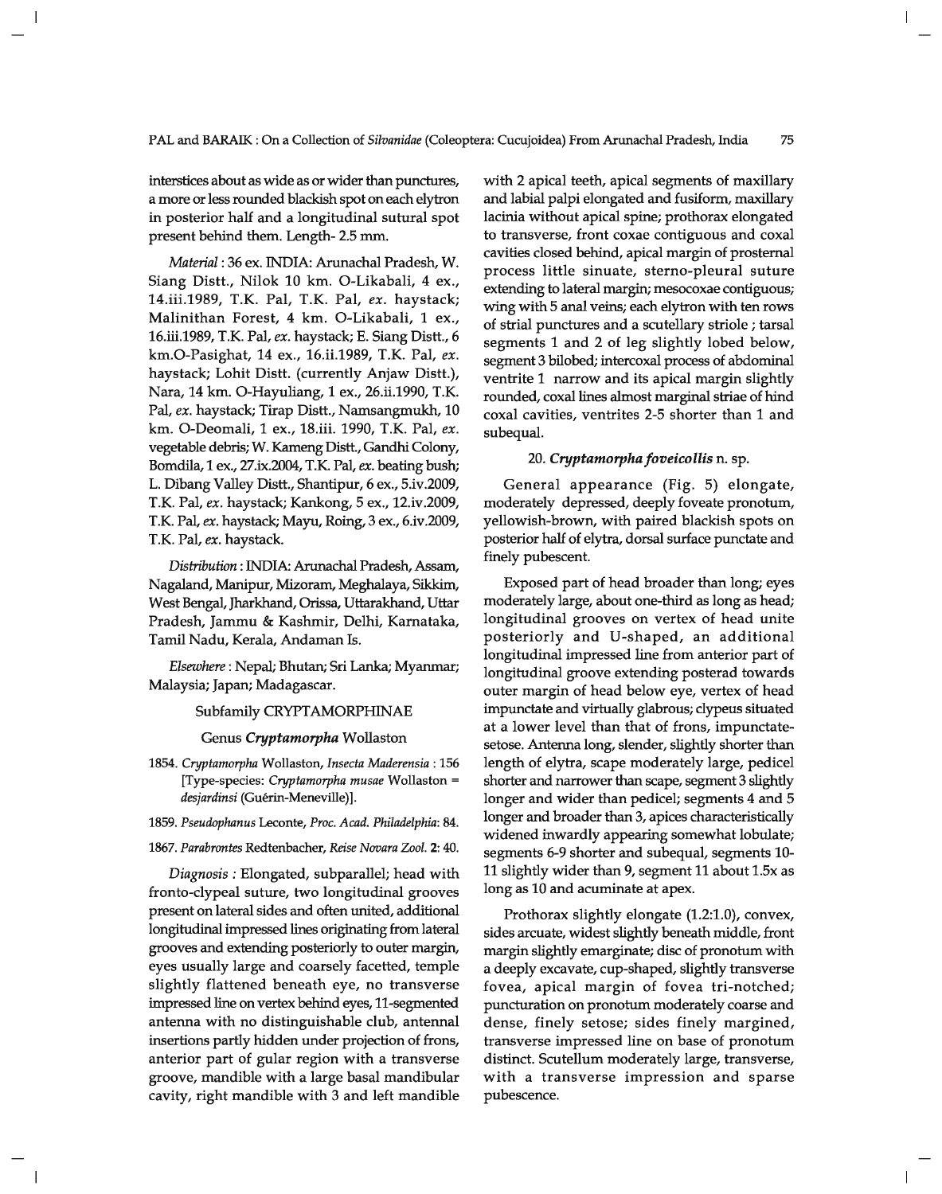interstices about as wide as or wider than punctures, a more or less rounded blackish spot on each elytron in posterior half and a longitudinal sutural spot present behind them. Length- 2.5 mm.

*Material* : 36 ex. INDIA: Arunachal Pradesh, W. Siang Distt., Nilok 10 km. O-Likabali, 4 ex., 14.iii.1989, T.K. Pal, T.K. Pal, *ex.* haystack; Malinithan Forest, 4 km. O-Likabali, 1 ex., 16.iii.1989, T.K. Pal, *ex.* haystack; E. Siang Distt., 6 km.O-Pasighat, 14 ex., 16.ii.1989, T.K. Pal, *ex.* haystack; Lohit Distt. (currently Anjaw Distt.), Nara, 14 km. O-Hayuliang, 1 ex., 26.ii.1990, T.K. Pal, *ex.* haystack; Tirap Distt., Namsangmukh, 10 km. O-Deomali, 1 ex., 18.iii. 1990, T.K. Pal, *ex.* vegetable debris; W. Kameng Distt., Gandhi Colony, Bomdila, 1 ex., 27.ix.2004, T.K. Pal, *ex.* beating bush; L. Dibang Valley Distt., Shantipur, 6 ex., 5.iv.2009, T.K. Pal, *ex.* haystack; Kankong, 5 ex., 12.iv.2009, T.K. Pal, *ex.* haystack; Mayu, Roing, 3 ex., 6.iv.2009, T.K. Pal, *ex.* haystack.

*Distribution* : INDIA: Arunachal Pradesh, Assam, Nagaland, Manipur, Mizoram, Meghalaya, Sikkim, West Bengal, Jharkhand, Orissa, Uttarakhand, Uttar Pradesh, Jammu & Kashmir, Delhi, Karnataka, Tamil Nadu, Kerala, Andaman Is.

*Elsewhere* : Nepal; Bhutan; Sri Lanka; Myanmar; Malaysia; Japan; Madagascar.

## Subfamily CRYPTAMORPHINAE

### Genus *Cryptamorpha* Wollaston

1854. *Cryptamorpha* Wollaston, *Insecta Maderensia* : 156 [Type-species: *Cryptamorpha musae* Wollaston = *desjardinsi* (Guérin-Meneville)].

1859. *Pseudophanus* Leconte, *Proc. Acad. Philadelphia*: 84.

1867. *Parabrontes* Redtenbacher, *Reise Novara Zool.* 2: 40.

*Diagnosis* : Elongated, subparallel; head with fronto-clypeal suture, two longitudinal grooves present on lateral sides and often united, additional longitudinal impressed lines originating from lateral grooves and extending posteriorly to outer margin, eyes usually large and coarsely facetted, temple slightly flattened beneath eye, no transverse impressed line on vertex behind eyes, 11-segmented antenna with no distinguishable club, antennal insertions partly hidden under projection of frons, anterior part of gular region with a transverse groove, mandible with a large basal mandibular cavity, right mandible with 3 and left mandible with 2 apical teeth, apical segments of maxillary and labial palpi elongated and fusiform, maxillary lacinia without apical spine; prothorax elongated to transverse, front coxae contiguous and coxal cavities closed behind, apical margin of prosternal process little sinuate, sterno-pleural suture extending to lateral margin; mesocoxae contiguous; wing with 5 anal veins; each elytron with ten rows of strial punctures and a scutellary striole ; tarsal segments 1 and 2 of leg slightly lobed below, segment 3 bilobed; intercoxal process of abdominal ventrite 1 narrow and its apical margin slightly rounded, coxal lines almost marginal striae of hind coxal cavities, ventrites 2-5 shorter than 1 and subequal.

#### 20. *Cryptamorpha foveicollis* n. sp.

General appearance (Fig. 5) elongate, moderately depressed, deeply foveate pronotum, yellowish-brown, with paired blackish spots on posterior half of elytra, dorsal surface punctate and finely pubescent.

Exposed part of head broader than long; eyes moderately large, about one-third as long as head; longitudinal grooves on vertex of head unite posteriorly and U-shaped, an additional longitudinal impressed line from anterior part of longitudinal groove extending posterad towards outer margin of head below eye, vertex of head impunctate and virtually glabrous; clypeus situated at a lower level than that of frons, impunctate-setose. Antenna long, slender, slightly shorter than length of elytra, scape moderately large, pedicel shorter and narrower than scape, segment 3 slightly longer and wider than pedicel; segments 4 and 5 longer and broader than 3, apices characteristically widened inwardly appearing somewhat lobulate; segments 6-9 shorter and subequal, segments 10-11 slightly wider than 9, segment 11 about 1.5x as long as 10 and acuminate at apex.

Prothorax slightly elongate (1.2:1.0), convex, sides arcuate, widest slightly beneath middle, front margin slightly emarginate; disc of pronotum with a deeply excavate, cup-shaped, slightly transverse fovea, apical margin of fovea tri-notched; puncturation on pronotum moderately coarse and dense, finely setose; sides finely margined, transverse impressed line on base of pronotum distinct. Scutellum moderately large, transverse, with a transverse impression and sparse pubescence.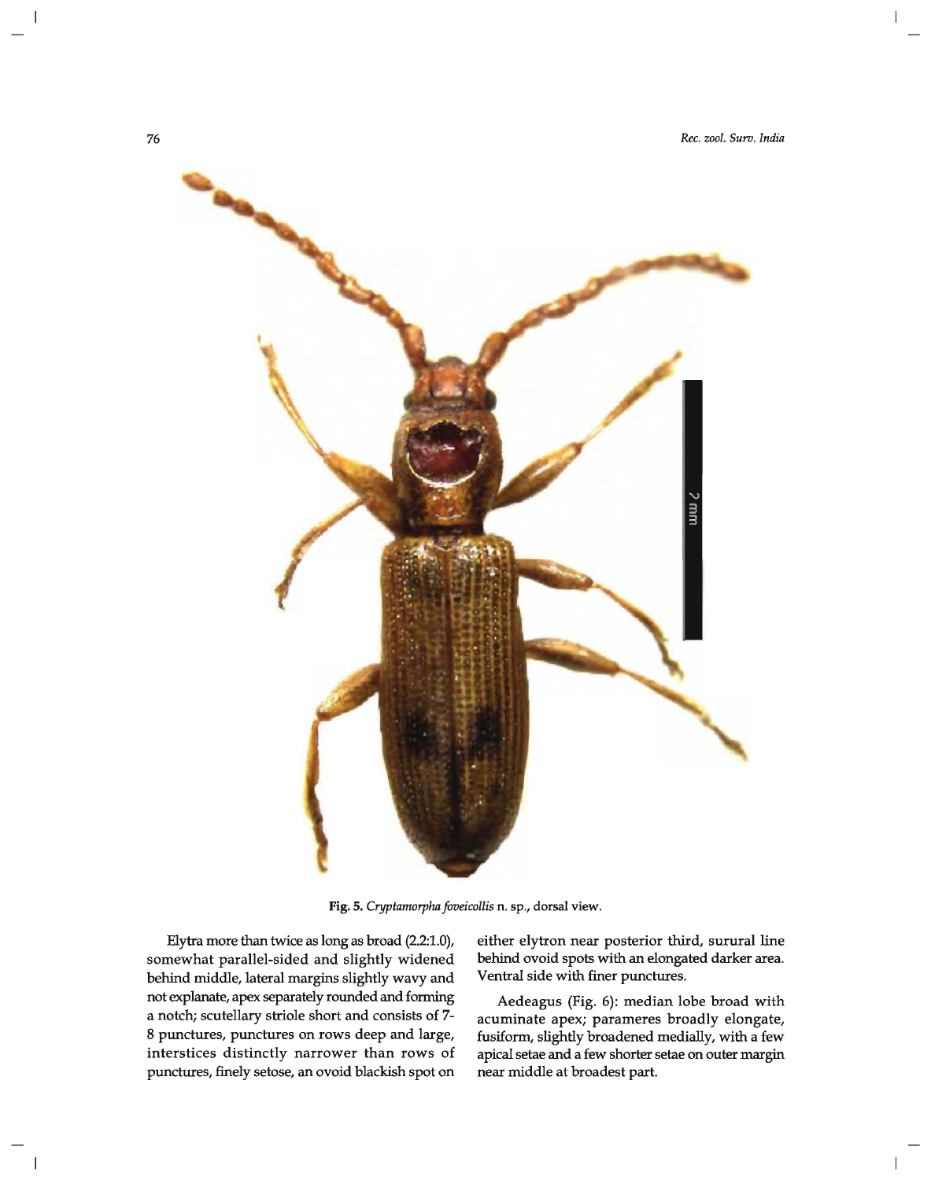Fig. 5. *Cryptamorpha foveicollis* n. sp., dorsal view.

Elytra more than twice as long as broad (2.2:1.0), somewhat parallel-sided and slightly widened behind middle, lateral margins slightly wavy and not explanate, apex separately rounded and forming a notch; scutellary striole short and consists of 7-8 punctures, punctures on rows deep and large, interstices distinctly narrower than rows of punctures, finely setose, an ovoid blackish spot on either elytron near posterior third, sutural line behind ovoid spots with an elongated darker area. Ventral side with finer punctures.

Aedeagus (Fig. 6): median lobe broad with acuminate apex; parameres broadly elongate, fusiform, slightly broadened medially, with a few apical setae and a few shorter setae on outer margin near middle at broadest part.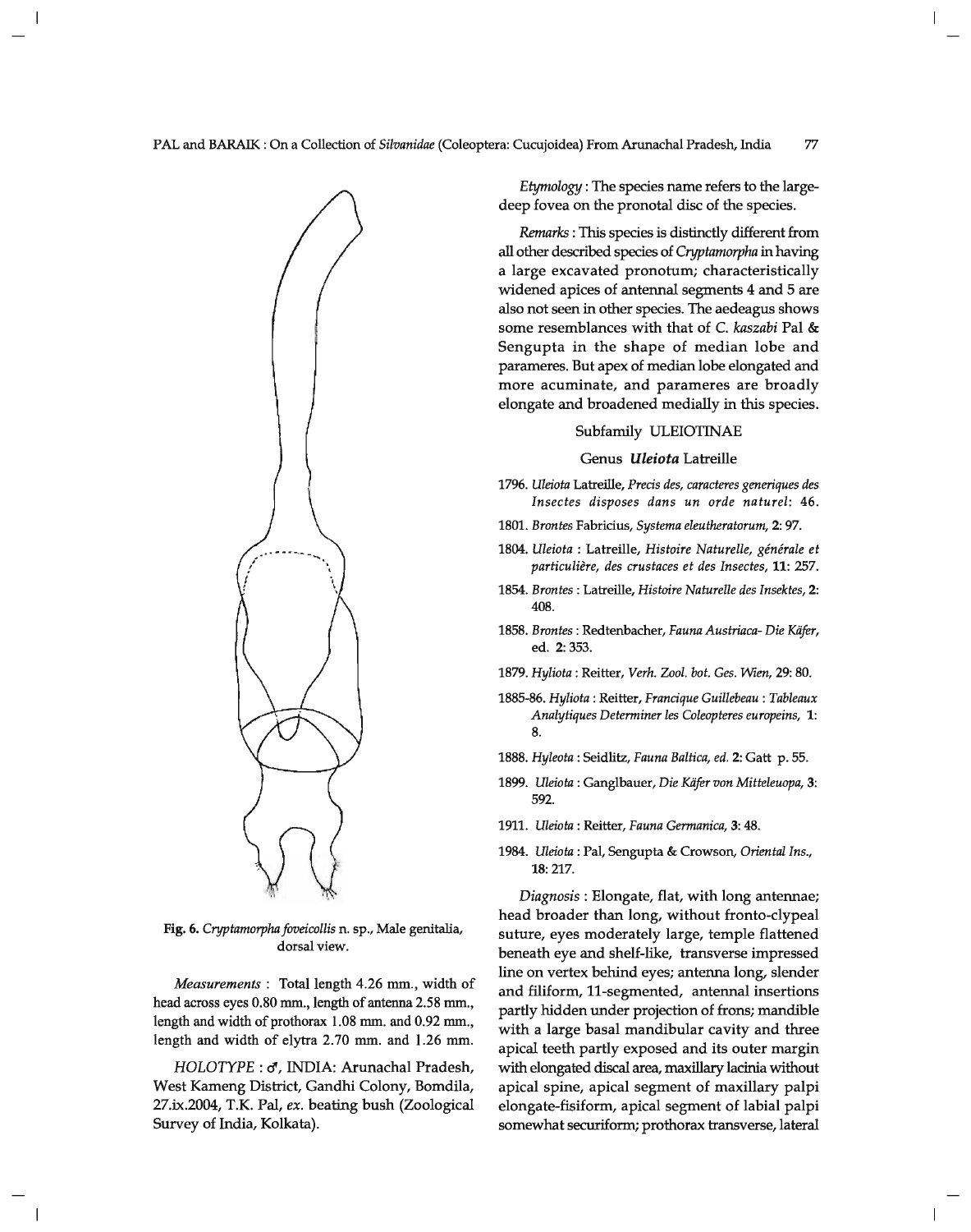Fig. 6. *Cryptamorpha foveicollis* n. sp., Male genitalia, dorsal view.

*Measurements* : Total length 4.26 mm., width of head across eyes 0.80 mm., length of antenna 2.58 mm., length and width of prothorax 1.08 mm. and 0.92 mm., length and width of elytra 2.70 mm. and 1.26 mm.

*HOLOTYPE* : ♂, INDIA: Arunachal Pradesh, West Kameng District, Gandhi Colony, Bomdila, 27.ix.2004, T.K. Pal, *ex.* beating bush (Zoological Survey of India, Kolkata).

*Etymology* : The species name refers to the large-deep fovea on the pronotal disc of the species.

*Remarks* : This species is distinctly different from all other described species of *Cryptamorpha* in having a large excavated pronotum; characteristically widened apices of antennal segments 4 and 5 are also not seen in other species. The aedeagus shows some resemblances with that of *C. kaszabi* Pal & Sengupta in the shape of median lobe and parameres. But apex of median lobe elongated and more acuminate, and parameres are broadly elongate and broadened medially in this species.

### Subfamily ULEIOTINAE

### Genus *Uleiota* Latreille

1796. *Uleiota* Latreille, *Precis des, caracteres generiques des Insectes disposes dans un orde naturel*: 46.

1801. *Brontes* Fabricius, *Systema eleutheratorum*, 2: 97.

1804. *Uleiota* : Latreille, *Histoire Naturelle, générale et particulière, des crustaces et des Insectes*, 11: 257.

1854. *Brontes* : Latreille, *Histoire Naturelle des Insektes*, 2: 408.

1858. *Brontes* : Redtenbacher, *Fauna Austriaca- Die Käfer*, ed. 2: 353.

1879. *Hyliota* : Reitter, *Verh. Zool. bot. Ges. Wien*, 29: 80.

1885-86. *Hyliota* : Reitter, *Francique Guillebeau : Tableaux Analytiques Determiner les Coleopteres europeins*, 1: 8.

1888. *Hyleota* : Seidlitz, *Fauna Baltica, ed.* 2: Gatt p. 55.

1899. *Uleiota* : Ganglbauer, *Die Käfer von Mitteleuopa*, 3: 592.

1911. *Uleiota* : Reitter, *Fauna Germanica*, 3: 48.

1984. *Uleiota* : Pal, Sengupta & Crowson, *Oriental Ins.*, 18: 217.

*Diagnosis* : Elongate, flat, with long antennae; head broader than long, without fronto-clypeal suture, eyes moderately large, temple flattened beneath eye and shelf-like, transverse impressed line on vertex behind eyes; antenna long, slender and filiform, 11-segmented, antennal insertions partly hidden under projection of frons; mandible with a large basal mandibular cavity and three apical teeth partly exposed and its outer margin with elongated discal area, maxillary lacinia without apical spine, apical segment of maxillary palpi elongate-fisiform, apical segment of labial palpi somewhat securiform; prothorax transverse, lateral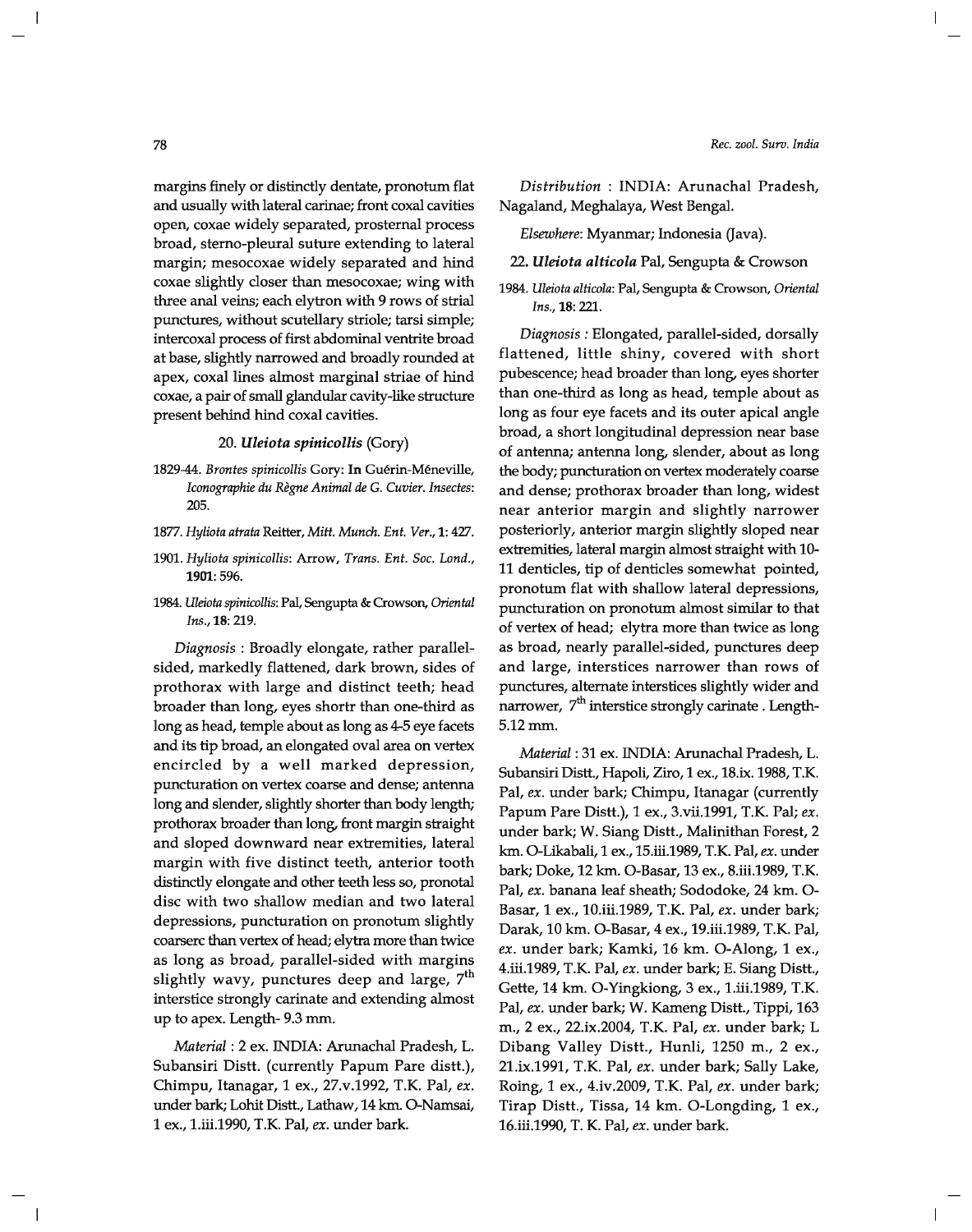margins finely or distinctly dentate, pronotum flat and usually with lateral carinae; front coxal cavities open, coxae widely separated, prosternal process broad, sterno-pleural suture extending to lateral margin; mesocoxae widely separated and hind coxae slightly closer than mesocoxae; wing with three anal veins; each elytron with 9 rows of strial punctures, without scutellary striole; tarsi simple; intercoxal process of first abdominal ventrite broad at base, slightly narrowed and broadly rounded at apex, coxal lines almost marginal striae of hind coxae, a pair of small glandular cavity-like structure present behind hind coxal cavities.

### 20. *Uleiota spinicollis* (Gory)

1829-44. *Brontes spinicollis* Gory: In Guérin-Méneville, *Iconographie du Règne Animal de G. Cuvier. Insectes*: 205.

1877. *Hyliota atrata* Reitter, *Mitt. Munch. Ent. Ver.*, **1**: 427.

1901. *Hyliota spinicollis*: Arrow, *Trans. Ent. Soc. Lond.*, **1901**: 596.

1984. *Uleiota spinicollis*: Pal, Sengupta & Crowson, *Oriental Ins.*, **18**: 219.

*Diagnosis* : Broadly elongate, rather parallel-sided, markedly flattened, dark brown, sides of prothorax with large and distinct teeth; head broader than long, eyes shortr than one-third as long as head, temple about as long as 4-5 eye facets and its tip broad, an elongated oval area on vertex encircled by a well marked depression, puncturation on vertex coarse and dense; antenna long and slender, slightly shorter than body length; prothorax broader than long, front margin straight and sloped downward near extremities, lateral margin with five distinct teeth, anterior tooth distinctly elongate and other teeth less so, pronotal disc with two shallow median and two lateral depressions, puncturation on pronotum slightly coarserc than vertex of head; elytra more than twice as long as broad, parallel-sided with margins slightly wavy, punctures deep and large, 7$^{th}$ interstice strongly carinate and extending almost up to apex. Length- 9.3 mm.

*Material* : 2 ex. INDIA: Arunachal Pradesh, L. Subansiri Distt. (currently Papum Pare distt.), Chimpu, Itanagar, 1 ex., 27.v.1992, T.K. Pal, *ex.* under bark; Lohit Distt., Lathaw, 14 km. O-Namsai, 1 ex., 1.iii.1990, T.K. Pal, *ex.* under bark.

*Distribution* : INDIA: Arunachal Pradesh, Nagaland, Meghalaya, West Bengal.

*Elsewhere*: Myanmar; Indonesia (Java).

### 22. *Uleiota alticola* Pal, Sengupta & Crowson

1984. *Uleiota alticola*: Pal, Sengupta & Crowson, *Oriental Ins.*, **18**: 221.

*Diagnosis* : Elongated, parallel-sided, dorsally flattened, little shiny, covered with short pubescence; head broader than long, eyes shorter than one-third as long as head, temple about as long as four eye facets and its outer apical angle broad, a short longitudinal depression near base of antenna; antenna long, slender, about as long the body; puncturation on vertex moderately coarse and dense; prothorax broader than long, widest near anterior margin and slightly narrower posteriorly, anterior margin slightly sloped near extremities, lateral margin almost straight with 10-11 denticles, tip of denticles somewhat pointed, pronotum flat with shallow lateral depressions, puncturation on pronotum almost similar to that of vertex of head; elytra more than twice as long as broad, nearly parallel-sided, punctures deep and large, interstices narrower than rows of punctures, alternate interstices slightly wider and narrower, 7$^{th}$ interstice strongly carinate . Length- 5.12 mm.

*Material* : 31 ex. INDIA: Arunachal Pradesh, L. Subansiri Distt., Hapoli, Ziro, 1 ex., 18.ix. 1988, T.K. Pal, *ex.* under bark; Chimpu, Itanagar (currently Papum Pare Distt.), 1 ex., 3.vii.1991, T.K. Pal; *ex.* under bark; W. Siang Distt., Malinithan Forest, 2 km. O-Likabali, 1 ex., 15.iii.1989, T.K. Pal, *ex.* under bark; Doke, 12 km. O-Basar, 13 ex., 8.iii.1989, T.K. Pal, *ex.* banana leaf sheath; Sododoke, 24 km. O-Basar, 1 ex., 10.iii.1989, T.K. Pal, *ex.* under bark; Darak, 10 km. O-Basar, 4 ex., 19.iii.1989, T.K. Pal, *ex.* under bark; Kamki, 16 km. O-Along, 1 ex., 4.iii.1989, T.K. Pal, *ex.* under bark; E. Siang Distt., Gette, 14 km. O-Yingkiong, 3 ex., 1.iii.1989, T.K. Pal, *ex.* under bark; W. Kameng Distt., Tippi, 163 m., 2 ex., 22.ix.2004, T.K. Pal, *ex.* under bark; L Dibang Valley Distt., Hunli, 1250 m., 2 ex., 21.ix.1991, T.K. Pal, *ex.* under bark; Sally Lake, Roing, 1 ex., 4.iv.2009, T.K. Pal, *ex.* under bark; Tirap Distt., Tissa, 14 km. O-Longding, 1 ex., 16.iii.1990, T. K. Pal, *ex.* under bark.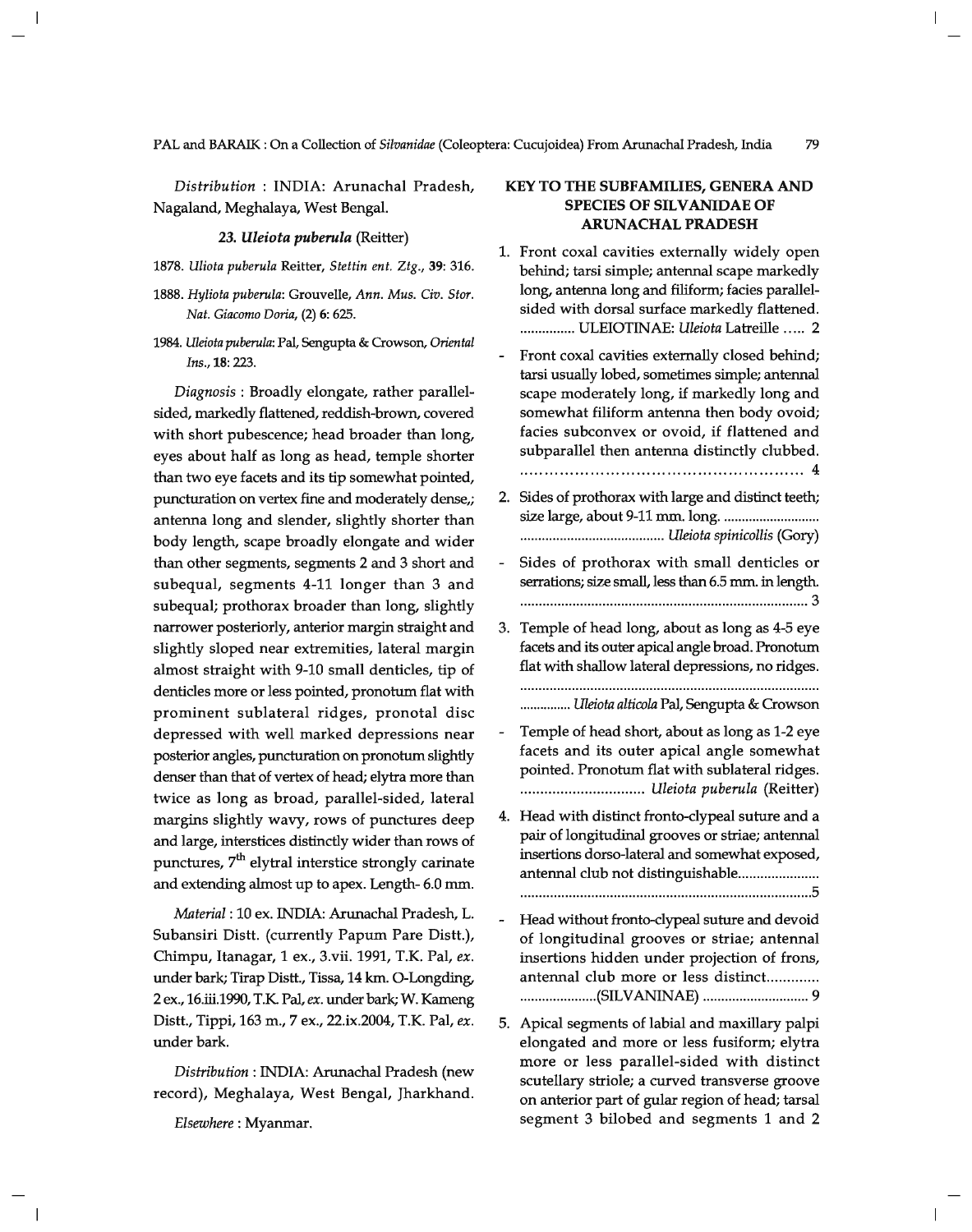*Distribution* : INDIA: Arunachal Pradesh, Nagaland, Meghalaya, West Bengal.

### 23. *Uleiota puberula* (Reitter)

1878. *Uliota puberula* Reitter, *Stettin ent. Ztg.*, **39**: 316.

1888. *Hyliota puberula*: Grouvelle, *Ann. Mus. Civ. Stor. Nat. Giacomo Doria*, (2) **6**: 625.

1984. *Uleiota puberula*: Pal, Sengupta & Crowson, *Oriental Ins.*, **18**: 223.

*Diagnosis* : Broadly elongate, rather parallel-sided, markedly flattened, reddish-brown, covered with short pubescence; head broader than long, eyes about half as long as head, temple shorter than two eye facets and its tip somewhat pointed, puncturation on vertex fine and moderately dense,; antenna long and slender, slightly shorter than body length, scape broadly elongate and wider than other segments, segments 2 and 3 short and subequal, segments 4-11 longer than 3 and subequal; prothorax broader than long, slightly narrower posteriorly, anterior margin straight and slightly sloped near extremities, lateral margin almost straight with 9-10 small denticles, tip of denticles more or less pointed, pronotum flat with prominent sublateral ridges, pronotal disc depressed with well marked depressions near posterior angles, puncturation on pronotum slightly denser than that of vertex of head; elytra more than twice as long as broad, parallel-sided, lateral margins slightly wavy, rows of punctures deep and large, interstices distinctly wider than rows of punctures, 7th elytral interstice strongly carinate and extending almost up to apex. Length- 6.0 mm.

*Material* : 10 ex. INDIA: Arunachal Pradesh, L. Subansiri Distt. (currently Papum Pare Distt.), Chimpu, Itanagar, 1 ex., 3.vii. 1991, T.K. Pal, *ex.* under bark; Tirap Distt., Tissa, 14 km. O-Longding, 2 ex., 16.iii.1990, T.K. Pal, *ex.* under bark; W. Kameng Distt., Tippi, 163 m., 7 ex., 22.ix.2004, T.K. Pal, *ex.* under bark.

*Distribution* : INDIA: Arunachal Pradesh (new record), Meghalaya, West Bengal, Jharkhand.

*Elsewhere* : Myanmar.

## KEY TO THE SUBFAMILIES, GENERA AND SPECIES OF SILVANIDAE OF ARUNACHAL PRADESH

1. Front coxal cavities externally widely open behind; tarsi simple; antennal scape markedly long, antenna long and filiform; facies parallel-sided with dorsal surface markedly flattened. ............... ULEIOTINAE: *Uleiota* Latreille ..... 2

- Front coxal cavities externally closed behind; tarsi usually lobed, sometimes simple; antennal scape moderately long, if markedly long and somewhat filiform antenna then body ovoid; facies subconvex or ovoid, if flattened and subparallel then antenna distinctly clubbed. ........................................................ 4

2. Sides of prothorax with large and distinct teeth; size large, about 9-11 mm. long. ........................... ........................................ *Uleiota spinicollis* (Gory)

- Sides of prothorax with small denticles or serrations; size small, less than 6.5 mm. in length. ............................................................................. 3

3. Temple of head long, about as long as 4-5 eye facets and its outer apical angle broad. Pronotum flat with shallow lateral depressions, no ridges. ................................................................................ .............. *Uleiota alticola* Pal, Sengupta & Crowson

- Temple of head short, about as long as 1-2 eye facets and its outer apical angle somewhat pointed. Pronotum flat with sublateral ridges. ............................... *Uleiota puberula* (Reitter)

4. Head with distinct fronto-clypeal suture and a pair of longitudinal grooves or striae; antennal insertions dorso-lateral and somewhat exposed, antennal club not distinguishable...................... ..............................................................................5

- Head without fronto-clypeal suture and devoid of longitudinal grooves or striae; antennal insertions hidden under projection of frons, antennal club more or less distinct............. .....................(SILVANINAE) ............................. 9

5. Apical segments of labial and maxillary palpi elongated and more or less fusiform; elytra more or less parallel-sided with distinct scutellary striole; a curved transverse groove on anterior part of gular region of head; tarsal segment 3 bilobed and segments 1 and 2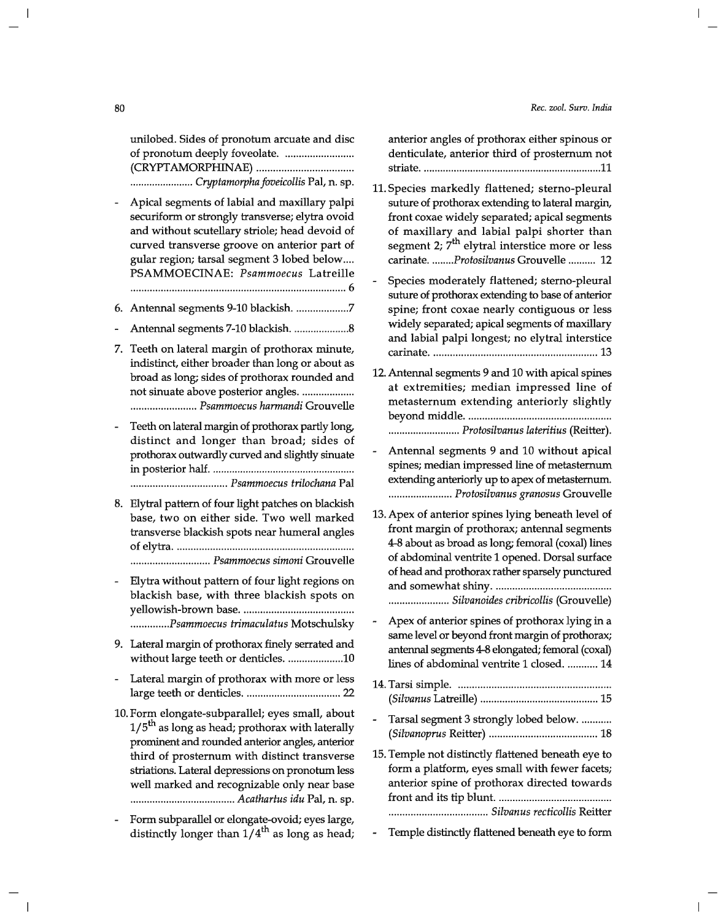unilobed. Sides of pronotum arcuate and disc of pronotum deeply foveolate. ......................... (CRYPTAMORPHINAE) ................................... ...................... *Cryptamorpha foveicollis* Pal, n. sp.

- Apical segments of labial and maxillary palpi securiform or strongly transverse; elytra ovoid and without scutellary striole; head devoid of curved transverse groove on anterior part of gular region; tarsal segment 3 lobed below.... PSAMMOECINAE: *Psammoecus* Latreille ............................................................................. 6

6. Antennal segments 9-10 blackish. ...................7

- Antennal segments 7-10 blackish. ....................8

7. Teeth on lateral margin of prothorax minute, indistinct, either broader than long or about as broad as long; sides of prothorax rounded and not sinuate above posterior angles. ................... ........................ *Psammoecus harmandi* Grouvelle

- Teeth on lateral margin of prothorax partly long, distinct and longer than broad; sides of prothorax outwardly curved and slightly sinuate in posterior half. ................................................... .................................. *Psammoecus trilochana* Pal

8. Elytral pattern of four light patches on blackish base, two on either side. Two well marked transverse blackish spots near humeral angles of elytra. ................................................................ ............................ *Psammoecus simoni* Grouvelle

- Elytra without pattern of four light regions on blackish base, with three blackish spots on yellowish-brown base. ........................................ ..............*Psammoecus trimaculatus* Motschulsky

9. Lateral margin of prothorax finely serrated and without large teeth or denticles. ....................10

- Lateral margin of prothorax with more or less large teeth or denticles. .................................. 22

10. Form elongate-subparallel; eyes small, about $1/5^{th}$ as long as head; prothorax with laterally prominent and rounded anterior angles, anterior third of prosternum with distinct transverse striations. Lateral depressions on pronotum less well marked and recognizable only near base ..................................... *Acathartus idu* Pal, n. sp.

- Form subparallel or elongate-ovoid; eyes large, distinctly longer than $1/4^{th}$ as long as head; anterior angles of prothorax either spinous or denticulate, anterior third of prosternum not striate. ................................................................11

11. Species markedly flattened; sterno-pleural suture of prothorax extending to lateral margin, front coxae widely separated; apical segments of maxillary and labial palpi shorter than segment 2; $7^{th}$ elytral interstice more or less carinate. ........*Protosilvanus* Grouvelle .......... 12

- Species moderately flattened; sterno-pleural suture of prothorax extending to base of anterior spine; front coxae nearly contiguous or less widely separated; apical segments of maxillary and labial palpi longest; no elytral interstice carinate. .......................................................... 13

12. Antennal segments 9 and 10 with apical spines at extremities; median impressed line of metasternum extending anteriorly slightly beyond middle. ................................................... .......................... *Protosilvanus lateritius* (Reitter).

- Antennal segments 9 and 10 without apical spines; median impressed line of metasternum extending anteriorly up to apex of metasternum. ....................... *Protosilvanus granosus* Grouvelle

13. Apex of anterior spines lying beneath level of front margin of prothorax; antennal segments 4-8 about as broad as long; femoral (coxal) lines of abdominal ventrite 1 opened. Dorsal surface of head and prothorax rather sparsely punctured and somewhat shiny. .......................................... ...................... *Silvanoides cribricollis* (Grouvelle)

- Apex of anterior spines of prothorax lying in a same level or beyond front margin of prothorax; antennal segments 4-8 elongated; femoral (coxal) lines of abdominal ventrite 1 closed. ........... 14

14. Tarsi simple. ....................................................... (*Silvanus* Latreille) .......................................... 15

- Tarsal segment 3 strongly lobed below. ........... (*Silvanoprus* Reitter) ....................................... 18

15. Temple not distinctly flattened beneath eye to form a platform, eyes small with fewer facets; anterior spine of prothorax directed towards front and its tip blunt. ......................................... .................................... *Silvanus recticollis* Reitter

- Temple distinctly flattened beneath eye to form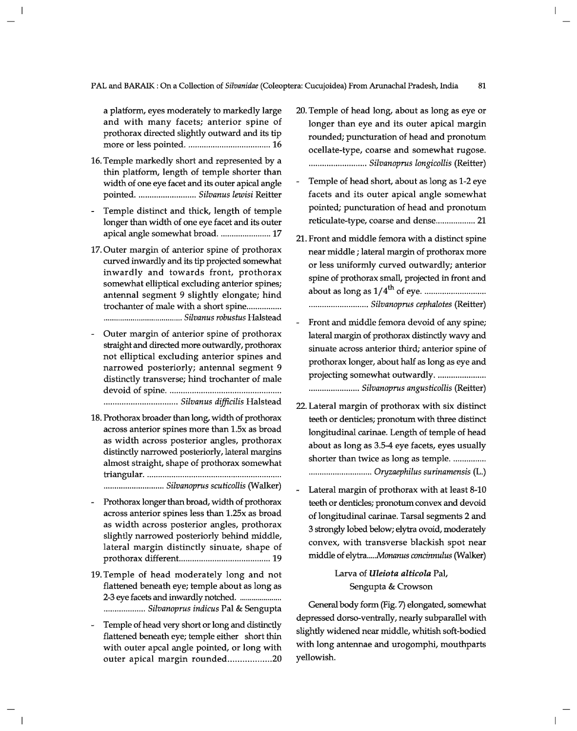a platform, eyes moderately to markedly large and with many facets; anterior spine of prothorax directed slightly outward and its tip more or less pointed. .................................... 16

16. Temple markedly short and represented by a thin platform, length of temple shorter than width of one eye facet and its outer apical angle pointed. .......................... *Silvanus lewisi* Reitter

- Temple distinct and thick, length of temple longer than width of one eye facet and its outer apical angle somewhat broad. ....................... 17

17. Outer margin of anterior spine of prothorax curved inwardly and its tip projected somewhat inwardly and towards front, prothorax somewhat elliptical excluding anterior spines; antennal segment 9 slightly elongate; hind trochanter of male with a short spine................ ..................................... *Silvanus robustus* Halstead

- Outer margin of anterior spine of prothorax straight and directed more outwardly, prothorax not elliptical excluding anterior spines and narrowed posteriorly; antennal segment 9 distinctly transverse; hind trochanter of male devoid of spine. .................................................. ................................. *Silvanus difficilis* Halstead

18. Prothorax broader than long, width of prothorax across anterior spines more than 1.5x as broad as width across posterior angles, prothorax distinctly narrowed posteriorly, lateral margins almost straight, shape of prothorax somewhat triangular. ............................................................ ........................... *Silvanoprus scuticollis* (Walker)

- Prothorax longer than broad, width of prothorax across anterior spines less than 1.25x as broad as width across posterior angles, prothorax slightly narrowed posteriorly behind middle, lateral margin distinctly sinuate, shape of prothorax different......................................... 19

19. Temple of head moderately long and not flattened beneath eye; temple about as long as 2-3 eye facets and inwardly notched. .................... ................... *Silvanoprus indicus* Pal & Sengupta

- Temple of head very short or long and distinctly flattened beneath eye; temple either short thin with outer apcal angle pointed, or long with outer apical margin rounded..................20

20. Temple of head long, about as long as eye or longer than eye and its outer apical margin rounded; puncturation of head and pronotum ocellate-type, coarse and somewhat rugose. .......................... *Silvanoprus longicollis* (Reitter)

- Temple of head short, about as long as 1-2 eye facets and its outer apical angle somewhat pointed; puncturation of head and pronotum reticulate-type, coarse and dense.................. 21

21. Front and middle femora with a distinct spine near middle ; lateral margin of prothorax more or less uniformly curved outwardly; anterior spine of prothorax small, projected in front and about as long as $1/4^{th}$ of eye. ............................ ........................... *Silvanoprus cephalotes* (Reitter)

- Front and middle femora devoid of any spine; lateral margin of prothorax distinctly wavy and sinuate across anterior third; anterior spine of prothorax longer, about half as long as eye and projecting somewhat outwardly. ...................... ....................... *Silvanoprus angusticollis* (Reitter)

22. Lateral margin of prothorax with six distinct teeth or denticles; pronotum with three distinct longitudinal carinae. Length of temple of head about as long as 3.5-4 eye facets, eyes usually shorter than twice as long as temple. ............... ............................ *Oryzaephilus surinamensis* (L.)

- Lateral margin of prothorax with at least 8-10 teeth or denticles; pronotum convex and devoid of longitudinal carinae. Tarsal segments 2 and 3 strongly lobed below; elytra ovoid, moderately convex, with transverse blackish spot near middle of elytra.....*Monanus concinnulus* (Walker)

### Larva of *Uleiota alticola* Pal, Sengupta & Crowson

General body form (Fig. 7) elongated, somewhat depressed dorso-ventrally, nearly subparallel with slightly widened near middle, whitish soft-bodied with long antennae and urogomphi, mouthparts yellowish.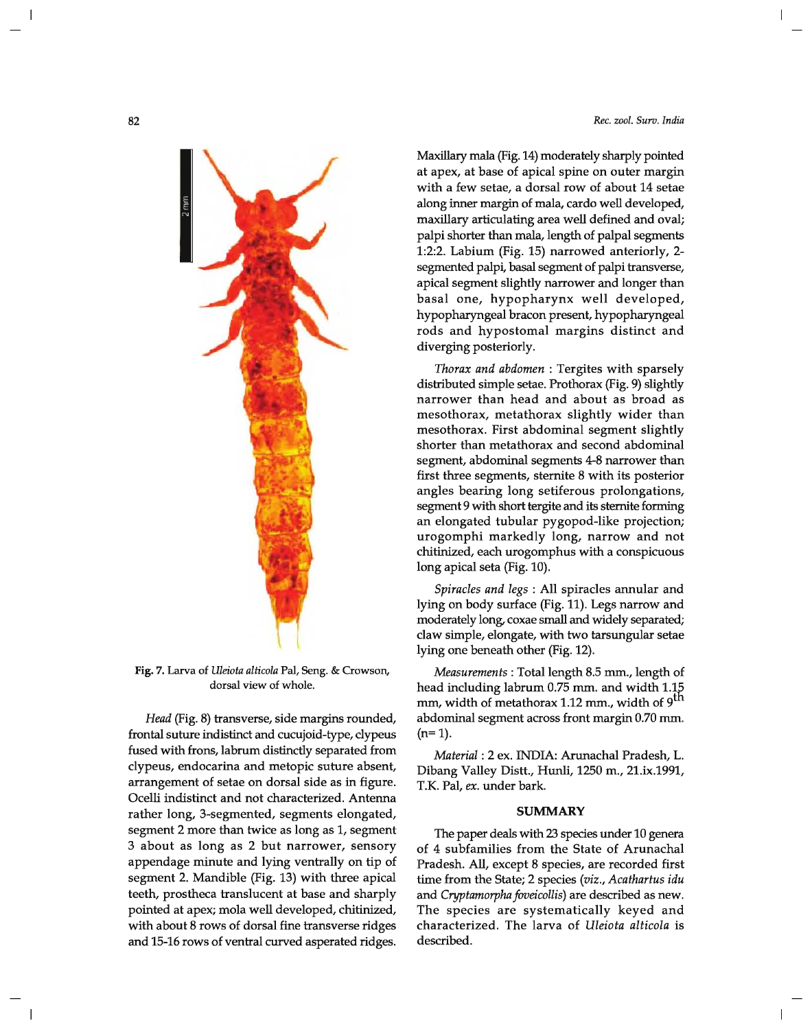Fig. 7. Larva of *Uleiota alticola* Pal, Seng. & Crowson, dorsal view of whole.

*Head* (Fig. 8) transverse, side margins rounded, frontal suture indistinct and cucujoid-type, clypeus fused with frons, labrum distinctly separated from clypeus, endocarina and metopic suture absent, arrangement of setae on dorsal side as in figure. Ocelli indistinct and not characterized. Antenna rather long, 3-segmented, segments elongated, segment 2 more than twice as long as 1, segment 3 about as long as 2 but narrower, sensory appendage minute and lying ventrally on tip of segment 2. Mandible (Fig. 13) with three apical teeth, prostheca translucent at base and sharply pointed at apex; mola well developed, chitinized, with about 8 rows of dorsal fine transverse ridges and 15-16 rows of ventral curved asperated ridges. Maxillary mala (Fig. 14) moderately sharply pointed at apex, at base of apical spine on outer margin with a few setae, a dorsal row of about 14 setae along inner margin of mala, cardo well developed, maxillary articulating area well defined and oval; palpi shorter than mala, length of palpal segments 1:2:2. Labium (Fig. 15) narrowed anteriorly, 2-segmented palpi, basal segment of palpi transverse, apical segment slightly narrower and longer than basal one, hypopharynx well developed, hypopharyngeal bracon present, hypopharyngeal rods and hypostomal margins distinct and diverging posteriorly.

*Thorax and abdomen* : Tergites with sparsely distributed simple setae. Prothorax (Fig. 9) slightly narrower than head and about as broad as mesothorax, metathorax slightly wider than mesothorax. First abdominal segment slightly shorter than metathorax and second abdominal segment, abdominal segments 4-8 narrower than first three segments, sternite 8 with its posterior angles bearing long setiferous prolongations, segment 9 with short tergite and its sternite forming an elongated tubular pygopod-like projection; urogomphi markedly long, narrow and not chitinized, each urogomphus with a conspicuous long apical seta (Fig. 10).

*Spiracles and legs* : All spiracles annular and lying on body surface (Fig. 11). Legs narrow and moderately long, coxae small and widely separated; claw simple, elongate, with two tarsungular setae lying one beneath other (Fig. 12).

*Measurements* : Total length 8.5 mm., length of head including labrum 0.75 mm. and width 1.15 mm, width of metathorax 1.12 mm., width of 9th abdominal segment across front margin 0.70 mm. (n= 1).

*Material* : 2 ex. INDIA: Arunachal Pradesh, L. Dibang Valley Distt., Hunli, 1250 m., 21.ix.1991, T.K. Pal, *ex.* under bark.

## SUMMARY

The paper deals with 23 species under 10 genera of 4 subfamilies from the State of Arunachal Pradesh. All, except 8 species, are recorded first time from the State; 2 species (*viz., Acathartus idu* and *Cryptamorpha foveicollis*) are described as new. The species are systematically keyed and characterized. The larva of *Uleiota alticola* is described.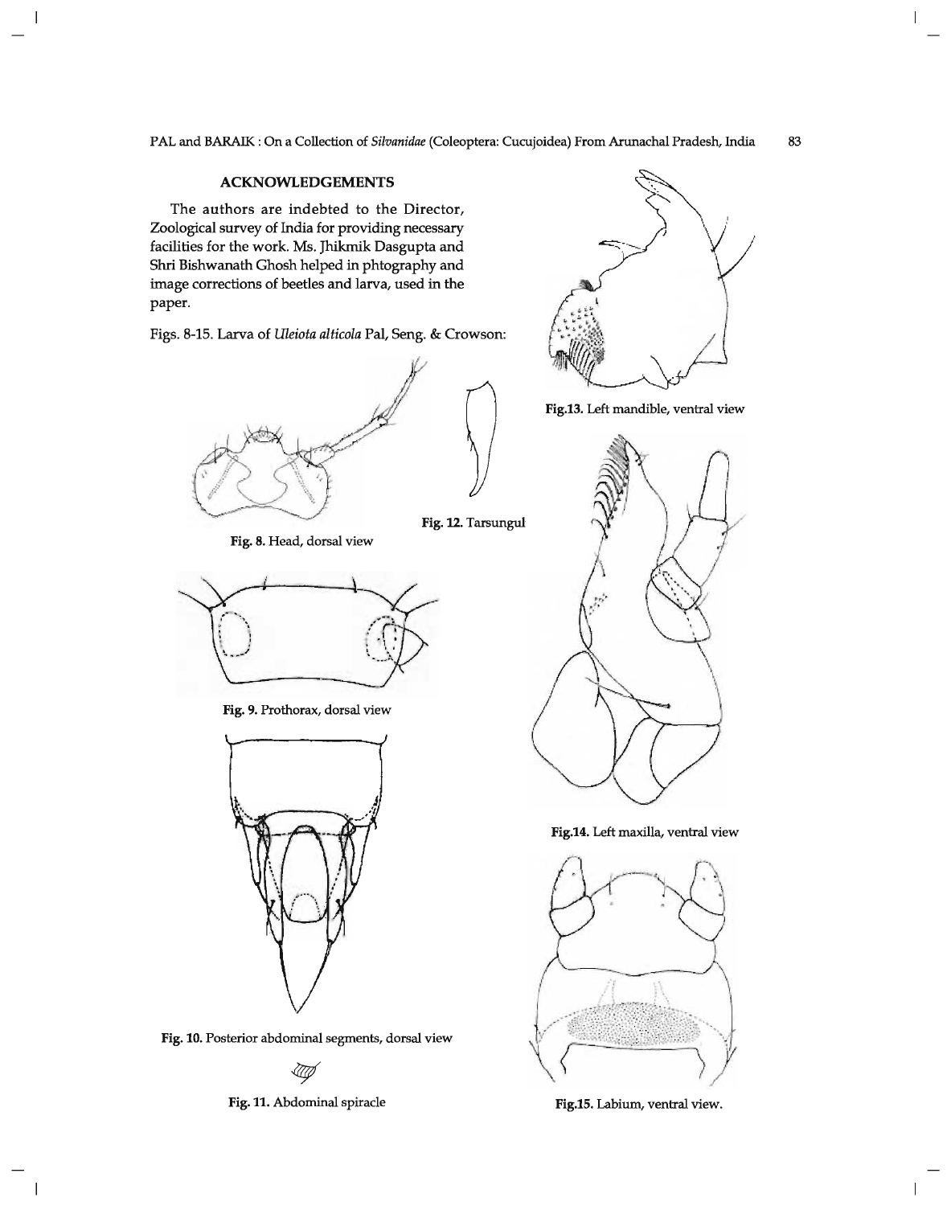## ACKNOWLEDGEMENTS

The authors are indebted to the Director, Zoological survey of India for providing necessary facilities for the work. Ms. Jhikmik Dasgupta and Shri Bishwanath Ghosh helped in phtography and image corrections of beetles and larva, used in the paper.

Figs. 8-15. Larva of *Uleiota alticola* Pal, Seng. & Crowson:

**Fig. 8.** Head, dorsal view

**Fig. 9.** Prothorax, dorsal view

**Fig. 10.** Posterior abdominal segments, dorsal view

**Fig. 11.** Abdominal spiracle

**Fig. 12.** Tarsungul

**Fig.13.** Left mandible, ventral view

**Fig.14.** Left maxilla, ventral view

**Fig.15.** Labium, ventral view.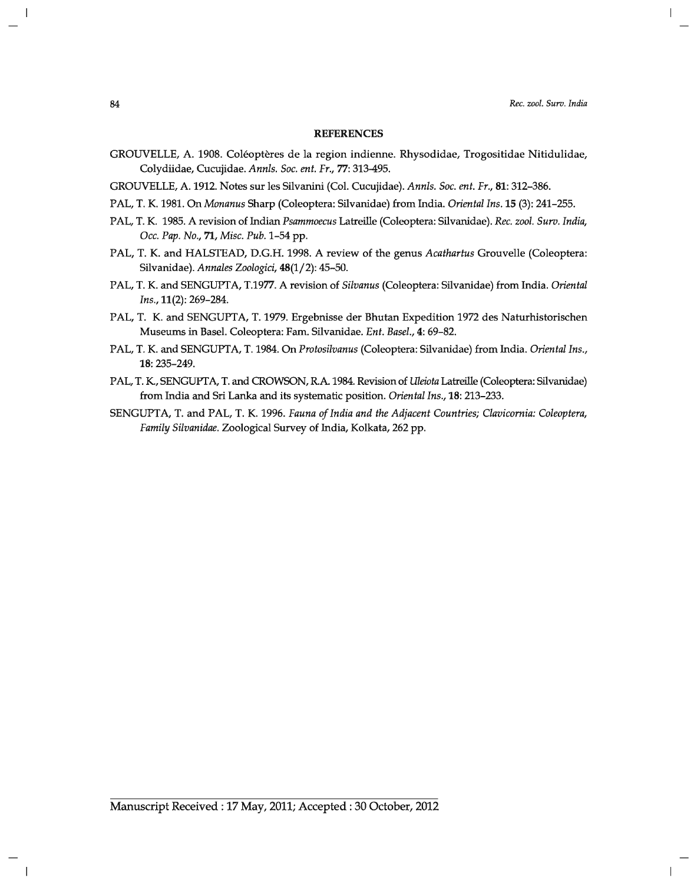## REFERENCES

GROUVELLE, A. 1908. Coléoptères de la region indienne. Rhysodidae, Trogositidae Nitidulidae, Colydiidae, Cucujidae. *Annls. Soc. ent. Fr.*, **77**: 313-495.

GROUVELLE, A. 1912. Notes sur les Silvanini (Col. Cucujidae). *Annls. Soc. ent. Fr.*, **81**: 312-386.

PAL, T. K. 1981. On *Monanus* Sharp (Coleoptera: Silvanidae) from India. *Oriental Ins.* **15** (3): 241–255.

PAL, T. K. 1985. A revision of Indian *Psammoecus* Latreille (Coleoptera: Silvanidae). *Rec. zool. Surv. India, Occ. Pap. No.*, **71**, *Misc. Pub.* 1–54 pp.

PAL, T. K. and HALSTEAD, D.G.H. 1998. A review of the genus *Acathartus* Grouvelle (Coleoptera: Silvanidae). *Annales Zoologici*, **48**(1/2): 45–50.

PAL, T. K. and SENGUPTA, T.1977. A revision of *Silvanus* (Coleoptera: Silvanidae) from India. *Oriental Ins.*, **11**(2): 269–284.

PAL, T. K. and SENGUPTA, T. 1979. Ergebnisse der Bhutan Expedition 1972 des Naturhistorischen Museums in Basel. Coleoptera: Fam. Silvanidae. *Ent. Basel.*, **4**: 69–82.

PAL, T. K. and SENGUPTA, T. 1984. On *Protosilvanus* (Coleoptera: Silvanidae) from India. *Oriental Ins.*, **18**: 235–249.

PAL, T. K., SENGUPTA, T. and CROWSON, R.A. 1984. Revision of *Uleiota* Latreille (Coleoptera: Silvanidae) from India and Sri Lanka and its systematic position. *Oriental Ins.*, **18**: 213–233.

SENGUPTA, T. and PAL, T. K. 1996. *Fauna of India and the Adjacent Countries; Clavicornia: Coleoptera, Family Silvanidae.* Zoological Survey of India, Kolkata, 262 pp.

Manuscript Received : 17 May, 2011; Accepted : 30 October, 2012